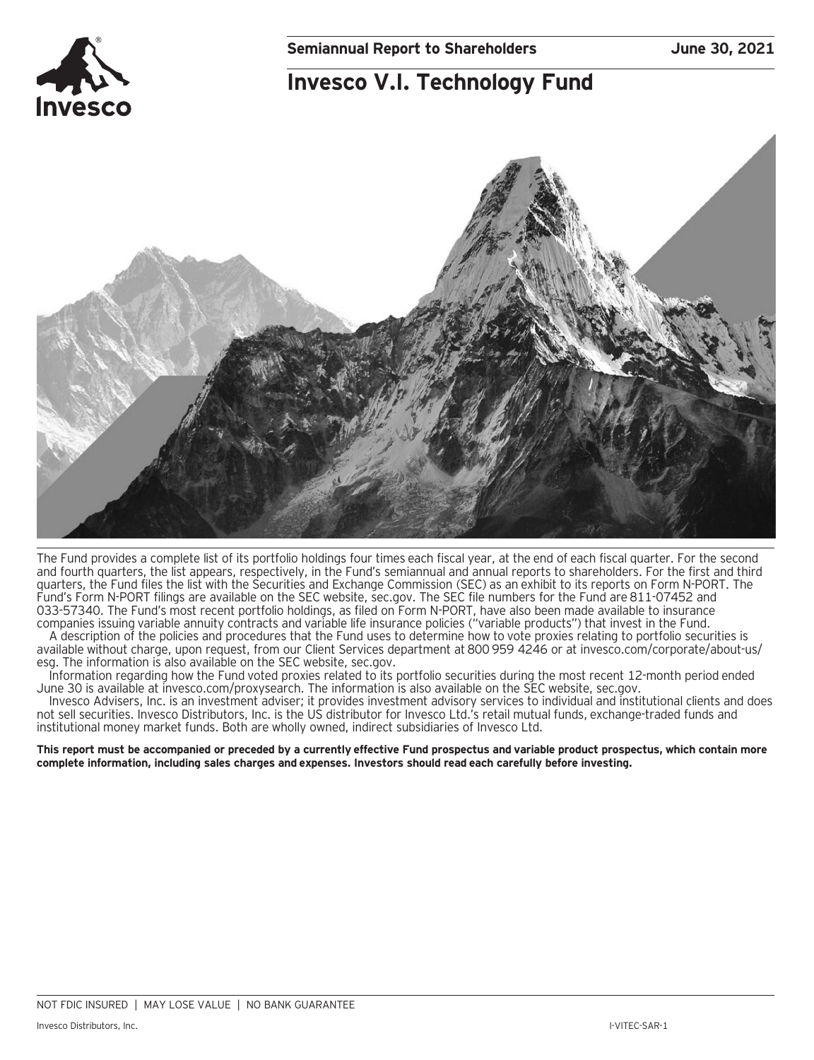**Semiannual Report to Shareholders** **June 30, 2021**

# Invesco V.I. Technology Fund

The Fund provides a complete list of its portfolio holdings four times each fiscal year, at the end of each fiscal quarter. For the second and fourth quarters, the list appears, respectively, in the Fund's semiannual and annual reports to shareholders. For the first and third quarters, the Fund files the list with the Securities and Exchange Commission (SEC) as an exhibit to its reports on Form N-PORT. The Fund's Form N-PORT filings are available on the SEC website, sec.gov. The SEC file numbers for the Fund are 811-07452 and 033-57340. The Fund's most recent portfolio holdings, as filed on Form N-PORT, have also been made available to insurance companies issuing variable annuity contracts and variable life insurance policies ("variable products") that invest in the Fund.

A description of the policies and procedures that the Fund uses to determine how to vote proxies relating to portfolio securities is available without charge, upon request, from our Client Services department at 800 959 4246 or at invesco.com/corporate/about-us/esg. The information is also available on the SEC website, sec.gov.

Information regarding how the Fund voted proxies related to its portfolio securities during the most recent 12-month period ended June 30 is available at invesco.com/proxysearch. The information is also available on the SEC website, sec.gov.

Invesco Advisers, Inc. is an investment adviser; it provides investment advisory services to individual and institutional clients and does not sell securities. Invesco Distributors, Inc. is the US distributor for Invesco Ltd.'s retail mutual funds, exchange-traded funds and institutional money market funds. Both are wholly owned, indirect subsidiaries of Invesco Ltd.

**This report must be accompanied or preceded by a currently effective Fund prospectus and variable product prospectus, which contain more complete information, including sales charges and expenses. Investors should read each carefully before investing.**

NOT FDIC INSURED | MAY LOSE VALUE | NO BANK GUARANTEE

Invesco Distributors, Inc. I-VITEC-SAR-1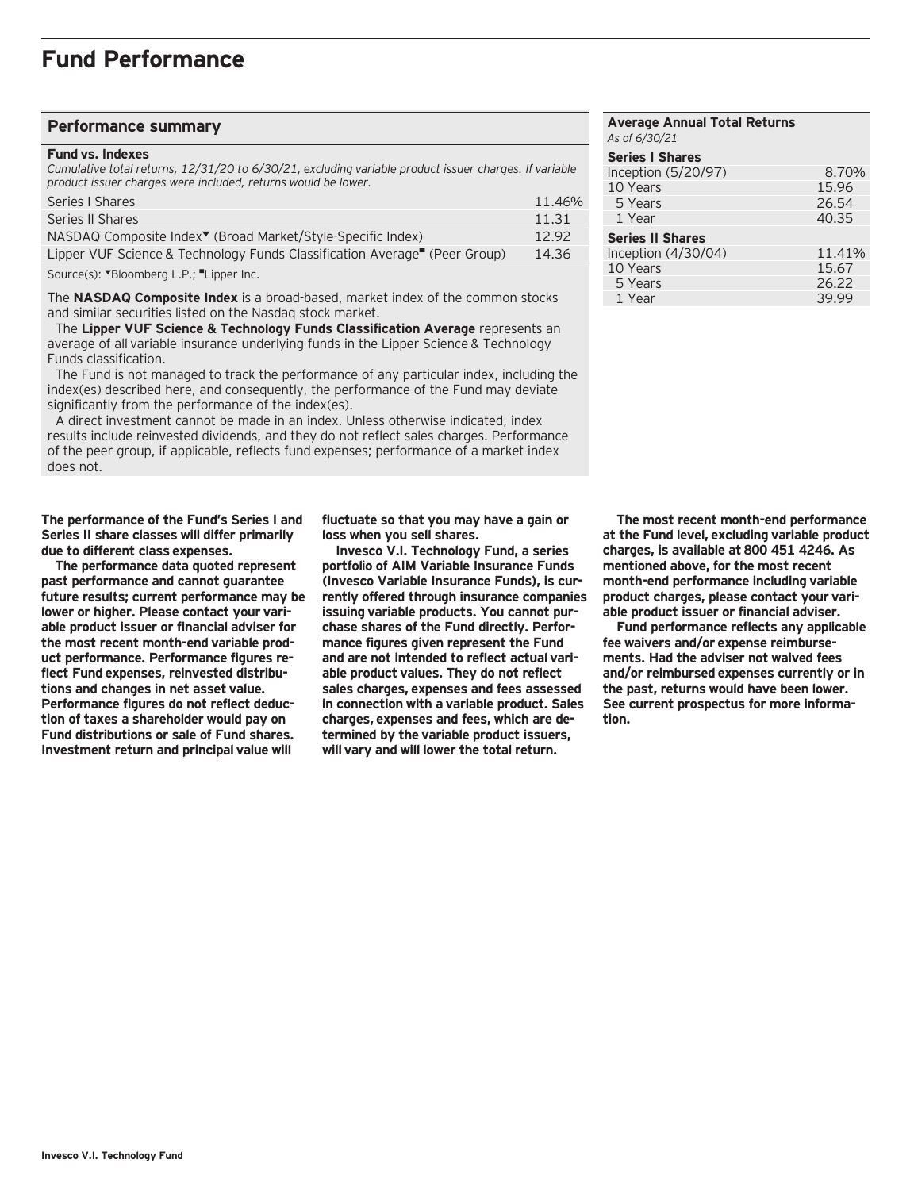# Fund Performance

## Performance summary

### Fund vs. Indexes

*Cumulative total returns, 12/31/20 to 6/30/21, excluding variable product issuer charges. If variable product issuer charges were included, returns would be lower.*

| | |
|---|---|
| Series I Shares | 11.46% |
| Series II Shares | 11.31 |
| NASDAQ Composite Index▼ (Broad Market/Style-Specific Index) | 12.92 |
| Lipper VUF Science & Technology Funds Classification Average■ (Peer Group) | 14.36 |

Source(s): ▼Bloomberg L.P.; ■Lipper Inc.

The **NASDAQ Composite Index** is a broad-based, market index of the common stocks and similar securities listed on the Nasdaq stock market.

The **Lipper VUF Science & Technology Funds Classification Average** represents an average of all variable insurance underlying funds in the Lipper Science & Technology Funds classification.

The Fund is not managed to track the performance of any particular index, including the index(es) described here, and consequently, the performance of the Fund may deviate significantly from the performance of the index(es).

A direct investment cannot be made in an index. Unless otherwise indicated, index results include reinvested dividends, and they do not reflect sales charges. Performance of the peer group, if applicable, reflects fund expenses; performance of a market index does not.

### Average Annual Total Returns

*As of 6/30/21*

| | |
|---|---|
| **Series I Shares** | |
| Inception (5/20/97) | 8.70% |
| 10 Years | 15.96 |
| 5 Years | 26.54 |
| 1 Year | 40.35 |
| **Series II Shares** | |
| Inception (4/30/04) | 11.41% |
| 10 Years | 15.67 |
| 5 Years | 26.22 |
| 1 Year | 39.99 |

**The performance of the Fund's Series I and Series II share classes will differ primarily due to different class expenses.**

**The performance data quoted represent past performance and cannot guarantee future results; current performance may be lower or higher. Please contact your variable product issuer or financial adviser for the most recent month-end variable product performance. Performance figures reflect Fund expenses, reinvested distributions and changes in net asset value. Performance figures do not reflect deduction of taxes a shareholder would pay on Fund distributions or sale of Fund shares. Investment return and principal value will fluctuate so that you may have a gain or loss when you sell shares.**

**Invesco V.I. Technology Fund, a series portfolio of AIM Variable Insurance Funds (Invesco Variable Insurance Funds), is currently offered through insurance companies issuing variable products. You cannot purchase shares of the Fund directly. Performance figures given represent the Fund and are not intended to reflect actual variable product values. They do not reflect sales charges, expenses and fees assessed in connection with a variable product. Sales charges, expenses and fees, which are determined by the variable product issuers, will vary and will lower the total return.**

**The most recent month-end performance at the Fund level, excluding variable product charges, is available at 800 451 4246. As mentioned above, for the most recent month-end performance including variable product charges, please contact your variable product issuer or financial adviser.**

**Fund performance reflects any applicable fee waivers and/or expense reimbursements. Had the adviser not waived fees and/or reimbursed expenses currently or in the past, returns would have been lower. See current prospectus for more information.**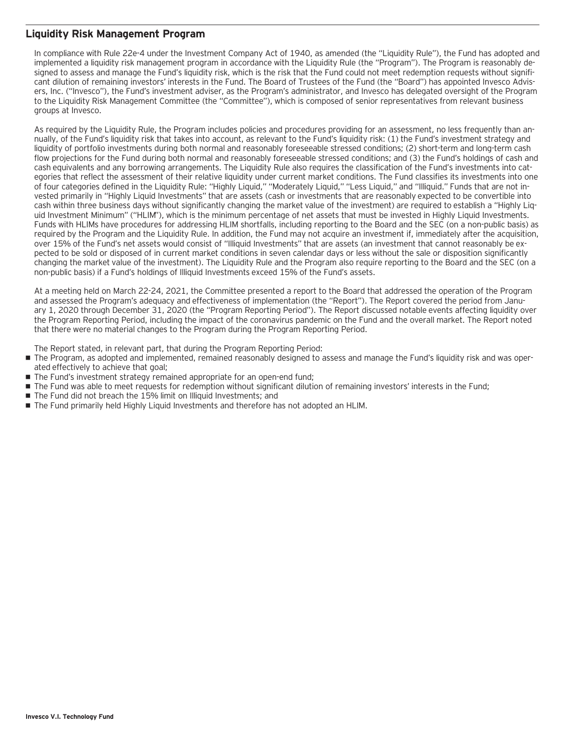## Liquidity Risk Management Program

In compliance with Rule 22e-4 under the Investment Company Act of 1940, as amended (the "Liquidity Rule"), the Fund has adopted and implemented a liquidity risk management program in accordance with the Liquidity Rule (the "Program"). The Program is reasonably designed to assess and manage the Fund's liquidity risk, which is the risk that the Fund could not meet redemption requests without significant dilution of remaining investors' interests in the Fund. The Board of Trustees of the Fund (the "Board") has appointed Invesco Advisers, Inc. ("Invesco"), the Fund's investment adviser, as the Program's administrator, and Invesco has delegated oversight of the Program to the Liquidity Risk Management Committee (the "Committee"), which is composed of senior representatives from relevant business groups at Invesco.

As required by the Liquidity Rule, the Program includes policies and procedures providing for an assessment, no less frequently than annually, of the Fund's liquidity risk that takes into account, as relevant to the Fund's liquidity risk: (1) the Fund's investment strategy and liquidity of portfolio investments during both normal and reasonably foreseeable stressed conditions; (2) short-term and long-term cash flow projections for the Fund during both normal and reasonably foreseeable stressed conditions; and (3) the Fund's holdings of cash and cash equivalents and any borrowing arrangements. The Liquidity Rule also requires the classification of the Fund's investments into categories that reflect the assessment of their relative liquidity under current market conditions. The Fund classifies its investments into one of four categories defined in the Liquidity Rule: "Highly Liquid," "Moderately Liquid," "Less Liquid," and "Illiquid." Funds that are not invested primarily in "Highly Liquid Investments" that are assets (cash or investments that are reasonably expected to be convertible into cash within three business days without significantly changing the market value of the investment) are required to establish a "Highly Liquid Investment Minimum" ("HLIM"), which is the minimum percentage of net assets that must be invested in Highly Liquid Investments. Funds with HLIMs have procedures for addressing HLIM shortfalls, including reporting to the Board and the SEC (on a non-public basis) as required by the Program and the Liquidity Rule. In addition, the Fund may not acquire an investment if, immediately after the acquisition, over 15% of the Fund's net assets would consist of "Illiquid Investments" that are assets (an investment that cannot reasonably be expected to be sold or disposed of in current market conditions in seven calendar days or less without the sale or disposition significantly changing the market value of the investment). The Liquidity Rule and the Program also require reporting to the Board and the SEC (on a non-public basis) if a Fund's holdings of Illiquid Investments exceed 15% of the Fund's assets.

At a meeting held on March 22-24, 2021, the Committee presented a report to the Board that addressed the operation of the Program and assessed the Program's adequacy and effectiveness of implementation (the "Report"). The Report covered the period from January 1, 2020 through December 31, 2020 (the "Program Reporting Period"). The Report discussed notable events affecting liquidity over the Program Reporting Period, including the impact of the coronavirus pandemic on the Fund and the overall market. The Report noted that there were no material changes to the Program during the Program Reporting Period.

The Report stated, in relevant part, that during the Program Reporting Period:

- The Program, as adopted and implemented, remained reasonably designed to assess and manage the Fund's liquidity risk and was operated effectively to achieve that goal;
- The Fund's investment strategy remained appropriate for an open-end fund;
- The Fund was able to meet requests for redemption without significant dilution of remaining investors' interests in the Fund;
- The Fund did not breach the 15% limit on Illiquid Investments; and
- The Fund primarily held Highly Liquid Investments and therefore has not adopted an HLIM.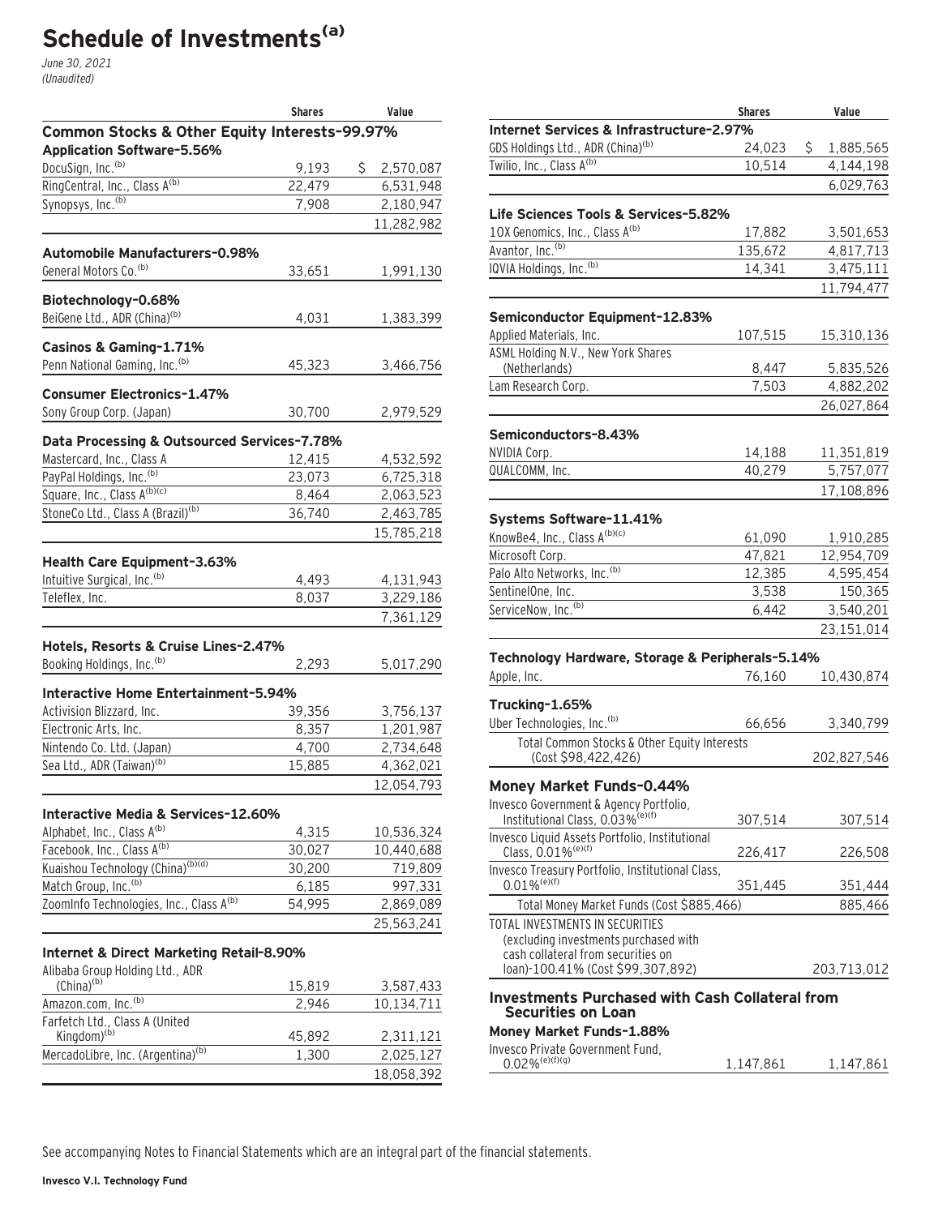# Schedule of Investments[(a)]

*June 30, 2021*
*(Unaudited)*

| | Shares | Value |
|---|---|---|
| **Common Stocks & Other Equity Interests-99.97%** | | |
| **Application Software-5.56%** | | |
| DocuSign, Inc.[(b)] | 9,193 | $ 2,570,087 |
| RingCentral, Inc., Class A[(b)] | 22,479 | 6,531,948 |
| Synopsys, Inc.[(b)] | 7,908 | 2,180,947 |
| | | 11,282,982 |
| **Automobile Manufacturers-0.98%** | | |
| General Motors Co.[(b)] | 33,651 | 1,991,130 |
| **Biotechnology-0.68%** | | |
| BeiGene Ltd., ADR (China)[(b)] | 4,031 | 1,383,399 |
| **Casinos & Gaming-1.71%** | | |
| Penn National Gaming, Inc.[(b)] | 45,323 | 3,466,756 |
| **Consumer Electronics-1.47%** | | |
| Sony Group Corp. (Japan) | 30,700 | 2,979,529 |
| **Data Processing & Outsourced Services-7.78%** | | |
| Mastercard, Inc., Class A | 12,415 | 4,532,592 |
| PayPal Holdings, Inc.[(b)] | 23,073 | 6,725,318 |
| Square, Inc., Class A[(b)(c)] | 8,464 | 2,063,523 |
| StoneCo Ltd., Class A (Brazil)[(b)] | 36,740 | 2,463,785 |
| | | 15,785,218 |
| **Health Care Equipment-3.63%** | | |
| Intuitive Surgical, Inc.[(b)] | 4,493 | 4,131,943 |
| Teleflex, Inc. | 8,037 | 3,229,186 |
| | | 7,361,129 |
| **Hotels, Resorts & Cruise Lines-2.47%** | | |
| Booking Holdings, Inc.[(b)] | 2,293 | 5,017,290 |
| **Interactive Home Entertainment-5.94%** | | |
| Activision Blizzard, Inc. | 39,356 | 3,756,137 |
| Electronic Arts, Inc. | 8,357 | 1,201,987 |
| Nintendo Co. Ltd. (Japan) | 4,700 | 2,734,648 |
| Sea Ltd., ADR (Taiwan)[(b)] | 15,885 | 4,362,021 |
| | | 12,054,793 |
| **Interactive Media & Services-12.60%** | | |
| Alphabet, Inc., Class A[(b)] | 4,315 | 10,536,324 |
| Facebook, Inc., Class A[(b)] | 30,027 | 10,440,688 |
| Kuaishou Technology (China)[(b)(d)] | 30,200 | 719,809 |
| Match Group, Inc.[(b)] | 6,185 | 997,331 |
| ZoomInfo Technologies, Inc., Class A[(b)] | 54,995 | 2,869,089 |
| | | 25,563,241 |
| **Internet & Direct Marketing Retail-8.90%** | | |
| Alibaba Group Holding Ltd., ADR (China)[(b)] | 15,819 | 3,587,433 |
| Amazon.com, Inc.[(b)] | 2,946 | 10,134,711 |
| Farfetch Ltd., Class A (United Kingdom)[(b)] | 45,892 | 2,311,121 |
| MercadoLibre, Inc. (Argentina)[(b)] | 1,300 | 2,025,127 |
| | | 18,058,392 |
| **Internet Services & Infrastructure-2.97%** | | |
| GDS Holdings Ltd., ADR (China)[(b)] | 24,023 | $ 1,885,565 |
| Twilio, Inc., Class A[(b)] | 10,514 | 4,144,198 |
| | | 6,029,763 |
| **Life Sciences Tools & Services-5.82%** | | |
| 10X Genomics, Inc., Class A[(b)] | 17,882 | 3,501,653 |
| Avantor, Inc.[(b)] | 135,672 | 4,817,713 |
| IQVIA Holdings, Inc.[(b)] | 14,341 | 3,475,111 |
| | | 11,794,477 |
| **Semiconductor Equipment-12.83%** | | |
| Applied Materials, Inc. | 107,515 | 15,310,136 |
| ASML Holding N.V., New York Shares (Netherlands) | 8,447 | 5,835,526 |
| Lam Research Corp. | 7,503 | 4,882,202 |
| | | 26,027,864 |
| **Semiconductors-8.43%** | | |
| NVIDIA Corp. | 14,188 | 11,351,819 |
| QUALCOMM, Inc. | 40,279 | 5,757,077 |
| | | 17,108,896 |
| **Systems Software-11.41%** | | |
| KnowBe4, Inc., Class A[(b)(c)] | 61,090 | 1,910,285 |
| Microsoft Corp. | 47,821 | 12,954,709 |
| Palo Alto Networks, Inc.[(b)] | 12,385 | 4,595,454 |
| SentinelOne, Inc. | 3,538 | 150,365 |
| ServiceNow, Inc.[(b)] | 6,442 | 3,540,201 |
| | | 23,151,014 |
| **Technology Hardware, Storage & Peripherals-5.14%** | | |
| Apple, Inc. | 76,160 | 10,430,874 |
| **Trucking-1.65%** | | |
| Uber Technologies, Inc.[(b)] | 66,656 | 3,340,799 |
| Total Common Stocks & Other Equity Interests (Cost $98,422,426) | | 202,827,546 |
| **Money Market Funds-0.44%** | | |
| Invesco Government & Agency Portfolio, Institutional Class, 0.03%[(e)(f)] | 307,514 | 307,514 |
| Invesco Liquid Assets Portfolio, Institutional Class, 0.01%[(e)(f)] | 226,417 | 226,508 |
| Invesco Treasury Portfolio, Institutional Class, 0.01%[(e)(f)] | 351,445 | 351,444 |
| Total Money Market Funds (Cost $885,466) | | 885,466 |
| TOTAL INVESTMENTS IN SECURITIES (excluding investments purchased with cash collateral from securities on loan)-100.41% (Cost $99,307,892) | | 203,713,012 |
| **Investments Purchased with Cash Collateral from Securities on Loan** | | |
| **Money Market Funds-1.88%** | | |
| Invesco Private Government Fund, 0.02%[(e)(f)(g)] | 1,147,861 | 1,147,861 |

See accompanying Notes to Financial Statements which are an integral part of the financial statements.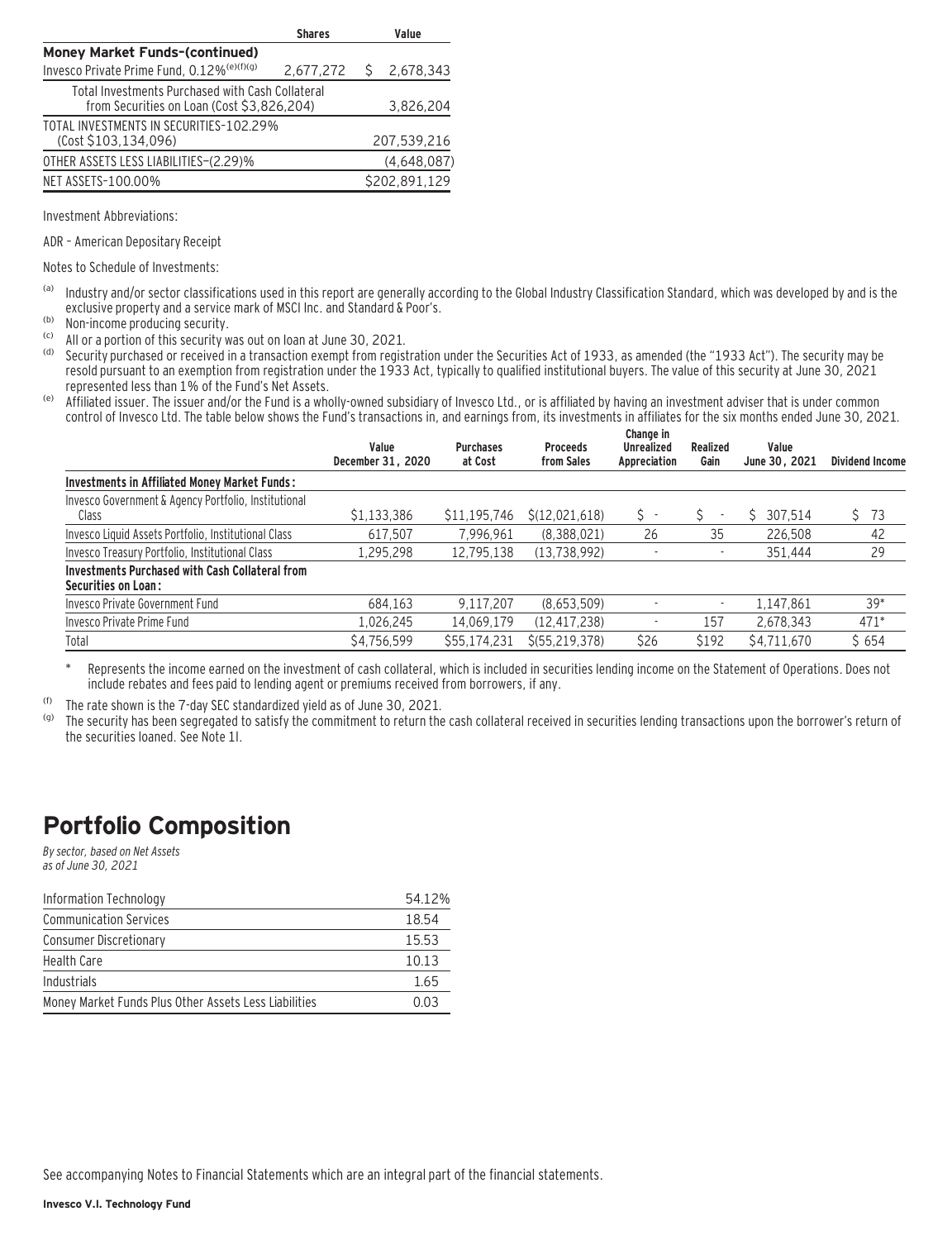| | Shares | Value |
|---|---|---|
| **Money Market Funds–(continued)** | | |
| Invesco Private Prime Fund, 0.12%[(e)(f)(g)] | 2,677,272 | $ 2,678,343 |
| Total Investments Purchased with Cash Collateral from Securities on Loan (Cost $3,826,204) | | 3,826,204 |
| TOTAL INVESTMENTS IN SECURITIES–102.29% (Cost $103,134,096) | | 207,539,216 |
| OTHER ASSETS LESS LIABILITIES–(2.29)% | | (4,648,087) |
| NET ASSETS–100.00% | | $202,891,129 |

Investment Abbreviations:

ADR – American Depositary Receipt

Notes to Schedule of Investments:

(a) Industry and/or sector classifications used in this report are generally according to the Global Industry Classification Standard, which was developed by and is the exclusive property and a service mark of MSCI Inc. and Standard & Poor's.

(b) Non-income producing security.

(c) All or a portion of this security was out on loan at June 30, 2021.

(d) Security purchased or received in a transaction exempt from registration under the Securities Act of 1933, as amended (the "1933 Act"). The security may be resold pursuant to an exemption from registration under the 1933 Act, typically to qualified institutional buyers. The value of this security at June 30, 2021 represented less than 1% of the Fund's Net Assets.

(e) Affiliated issuer. The issuer and/or the Fund is a wholly-owned subsidiary of Invesco Ltd., or is affiliated by having an investment adviser that is under common control of Invesco Ltd. The table below shows the Fund's transactions in, and earnings from, its investments in affiliates for the six months ended June 30, 2021.

| | Value December 31, 2020 | Purchases at Cost | Proceeds from Sales | Change in Unrealized Appreciation | Realized Gain | Value June 30, 2021 | Dividend Income |
|---|---|---|---|---|---|---|---|
| **Investments in Affiliated Money Market Funds:** | | | | | | | |
| Invesco Government & Agency Portfolio, Institutional Class | $1,133,386 | $11,195,746 | $(12,021,618) | $ - | $ - | $ 307,514 | $ 73 |
| Invesco Liquid Assets Portfolio, Institutional Class | 617,507 | 7,996,961 | (8,388,021) | 26 | 35 | 226,508 | 42 |
| Invesco Treasury Portfolio, Institutional Class | 1,295,298 | 12,795,138 | (13,738,992) | - | - | 351,444 | 29 |
| **Investments Purchased with Cash Collateral from Securities on Loan:** | | | | | | | |
| Invesco Private Government Fund | 684,163 | 9,117,207 | (8,653,509) | - | - | 1,147,861 | 39* |
| Invesco Private Prime Fund | 1,026,245 | 14,069,179 | (12,417,238) | - | 157 | 2,678,343 | 471* |
| Total | $4,756,599 | $55,174,231 | $(55,219,378) | $26 | $192 | $4,711,670 | $ 654 |

\* Represents the income earned on the investment of cash collateral, which is included in securities lending income on the Statement of Operations. Does not include rebates and fees paid to lending agent or premiums received from borrowers, if any.

(f) The rate shown is the 7-day SEC standardized yield as of June 30, 2021.

(g) The security has been segregated to satisfy the commitment to return the cash collateral received in securities lending transactions upon the borrower's return of the securities loaned. See Note 1I.

# Portfolio Composition

*By sector, based on Net Assets as of June 30, 2021*

| | |
|---|---|
| Information Technology | 54.12% |
| Communication Services | 18.54 |
| Consumer Discretionary | 15.53 |
| Health Care | 10.13 |
| Industrials | 1.65 |
| Money Market Funds Plus Other Assets Less Liabilities | 0.03 |

See accompanying Notes to Financial Statements which are an integral part of the financial statements.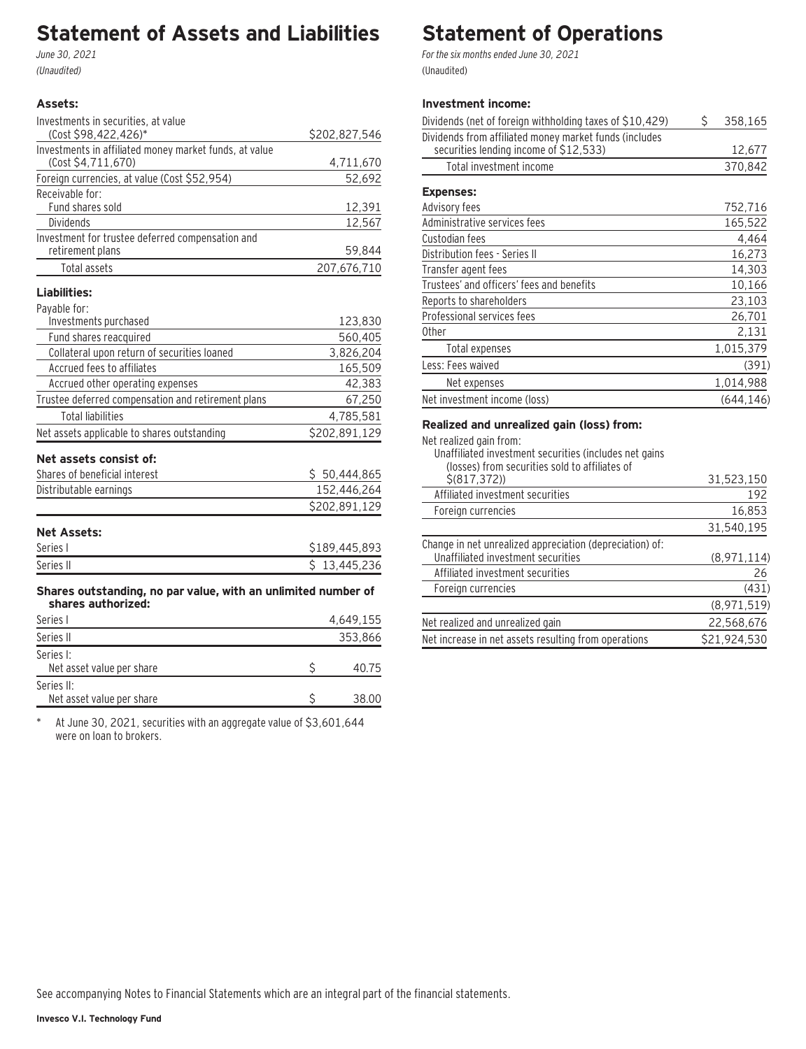# Statement of Assets and Liabilities

*June 30, 2021*

*(Unaudited)*

| **Assets:** | |
|---|---|
| Investments in securities, at value (Cost $98,422,426)* | $202,827,546 |
| Investments in affiliated money market funds, at value (Cost $4,711,670) | 4,711,670 |
| Foreign currencies, at value (Cost $52,954) | 52,692 |
| Receivable for: | |
| Fund shares sold | 12,391 |
| Dividends | 12,567 |
| Investment for trustee deferred compensation and retirement plans | 59,844 |
| Total assets | 207,676,710 |
| **Liabilities:** | |
| Payable for: | |
| Investments purchased | 123,830 |
| Fund shares reacquired | 560,405 |
| Collateral upon return of securities loaned | 3,826,204 |
| Accrued fees to affiliates | 165,509 |
| Accrued other operating expenses | 42,383 |
| Trustee deferred compensation and retirement plans | 67,250 |
| Total liabilities | 4,785,581 |
| Net assets applicable to shares outstanding | $202,891,129 |
| **Net assets consist of:** | |
| Shares of beneficial interest | $ 50,444,865 |
| Distributable earnings | 152,446,264 |
| | $202,891,129 |
| **Net Assets:** | |
| Series I | $189,445,893 |
| Series II | $ 13,445,236 |
| **Shares outstanding, no par value, with an unlimited number of shares authorized:** | |
| Series I | 4,649,155 |
| Series II | 353,866 |
| Series I: Net asset value per share | $ 40.75 |
| Series II: Net asset value per share | $ 38.00 |

\* At June 30, 2021, securities with an aggregate value of $3,601,644 were on loan to brokers.

# Statement of Operations

*For the six months ended June 30, 2021*

(Unaudited)

| **Investment income:** | |
|---|---|
| Dividends (net of foreign withholding taxes of $10,429) | $ 358,165 |
| Dividends from affiliated money market funds (includes securities lending income of $12,533) | 12,677 |
| Total investment income | 370,842 |
| **Expenses:** | |
| Advisory fees | 752,716 |
| Administrative services fees | 165,522 |
| Custodian fees | 4,464 |
| Distribution fees - Series II | 16,273 |
| Transfer agent fees | 14,303 |
| Trustees' and officers' fees and benefits | 10,166 |
| Reports to shareholders | 23,103 |
| Professional services fees | 26,701 |
| Other | 2,131 |
| Total expenses | 1,015,379 |
| Less: Fees waived | (391) |
| Net expenses | 1,014,988 |
| Net investment income (loss) | (644,146) |
| **Realized and unrealized gain (loss) from:** | |
| Net realized gain from: | |
| Unaffiliated investment securities (includes net gains (losses) from securities sold to affiliates of $(817,372)) | 31,523,150 |
| Affiliated investment securities | 192 |
| Foreign currencies | 16,853 |
| | 31,540,195 |
| Change in net unrealized appreciation (depreciation) of: | |
| Unaffiliated investment securities | (8,971,114) |
| Affiliated investment securities | 26 |
| Foreign currencies | (431) |
| | (8,971,519) |
| Net realized and unrealized gain | 22,568,676 |
| Net increase in net assets resulting from operations | $21,924,530 |

See accompanying Notes to Financial Statements which are an integral part of the financial statements.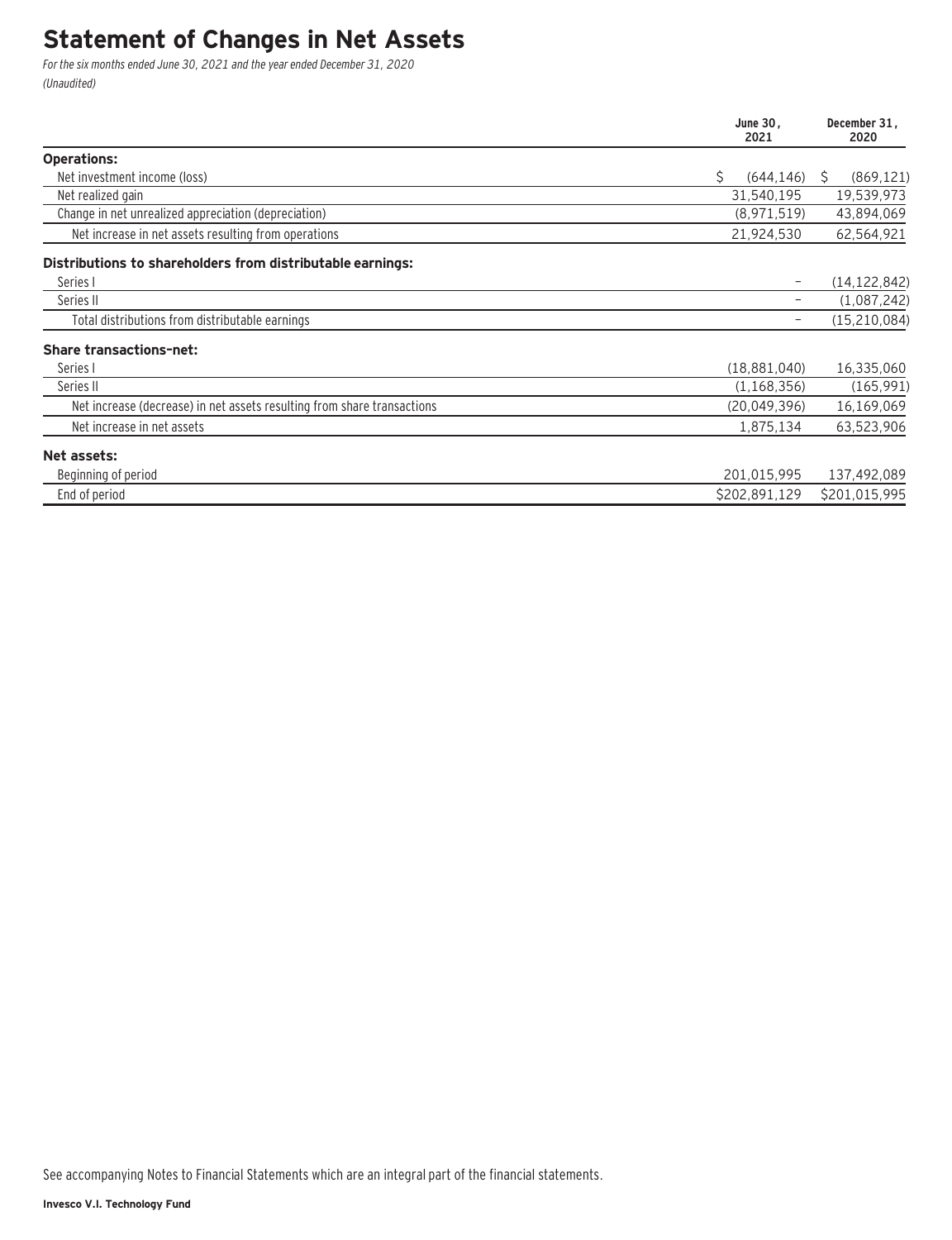# Statement of Changes in Net Assets

*For the six months ended June 30, 2021 and the year ended December 31, 2020*
*(Unaudited)*

| | June 30, 2021 | December 31, 2020 |
|---|---|---|
| **Operations:** | | |
| Net investment income (loss) | $ (644,146) | $ (869,121) |
| Net realized gain | 31,540,195 | 19,539,973 |
| Change in net unrealized appreciation (depreciation) | (8,971,519) | 43,894,069 |
| Net increase in net assets resulting from operations | 21,924,530 | 62,564,921 |
| **Distributions to shareholders from distributable earnings:** | | |
| Series I | – | (14,122,842) |
| Series II | – | (1,087,242) |
| Total distributions from distributable earnings | – | (15,210,084) |
| **Share transactions-net:** | | |
| Series I | (18,881,040) | 16,335,060 |
| Series II | (1,168,356) | (165,991) |
| Net increase (decrease) in net assets resulting from share transactions | (20,049,396) | 16,169,069 |
| Net increase in net assets | 1,875,134 | 63,523,906 |
| **Net assets:** | | |
| Beginning of period | 201,015,995 | 137,492,089 |
| End of period | $202,891,129 | $201,015,995 |

See accompanying Notes to Financial Statements which are an integral part of the financial statements.

**Invesco V.I. Technology Fund**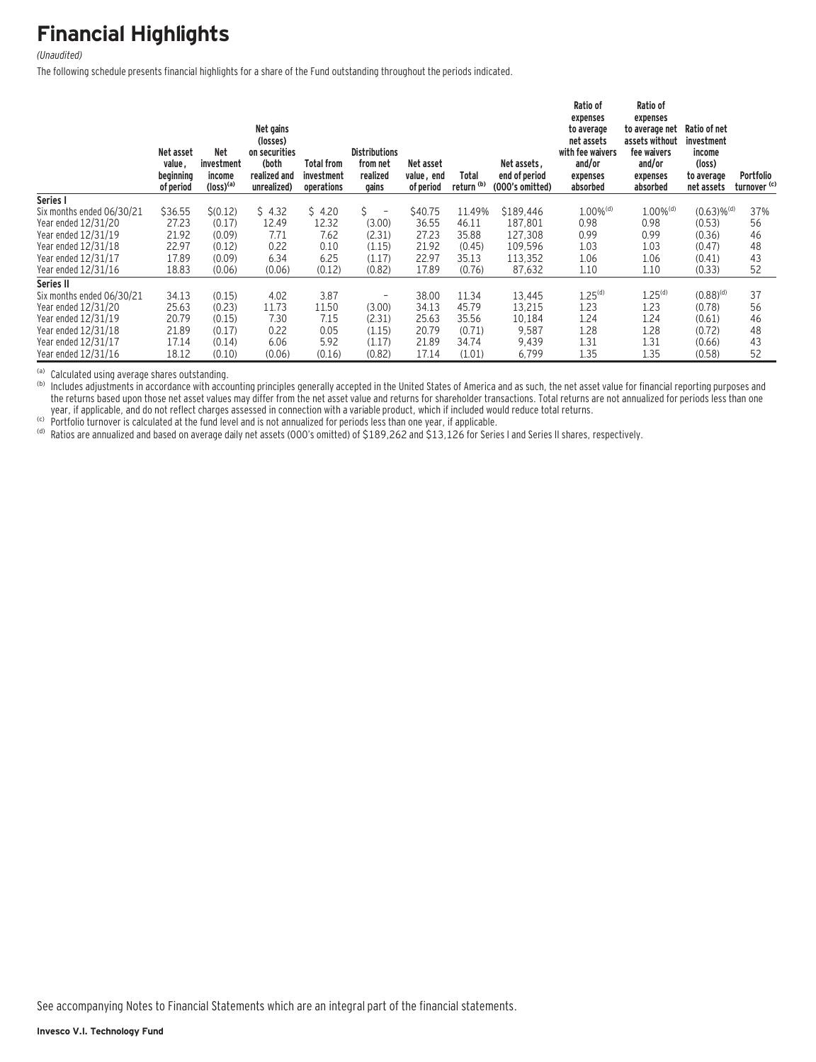# Financial Highlights

*(Unaudited)*

The following schedule presents financial highlights for a share of the Fund outstanding throughout the periods indicated.

| | Net asset value, beginning of period | Net investment income (loss)[(a)] | Net gains (losses) on securities (both realized and unrealized) | Total from investment operations | Distributions from net realized gains | Net asset value, end of period | Total return [(b)] | Net assets, end of period (000's omitted) | Ratio of expenses to average net assets with fee waivers and/or expenses absorbed | Ratio of expenses to average net assets without fee waivers and/or expenses absorbed | Ratio of net investment income (loss) to average net assets | Portfolio turnover [(c)] |
|---|---|---|---|---|---|---|---|---|---|---|---|---|
| **Series I** | | | | | | | | | | | | |
| Six months ended 06/30/21 | $36.55 | $(0.12) | $ 4.32 | $ 4.20 | $ – | $40.75 | 11.49% | $189,446 | 1.00%[(d)] | 1.00%[(d)] | (0.63)%[(d)] | 37% |
| Year ended 12/31/20 | 27.23 | (0.17) | 12.49 | 12.32 | (3.00) | 36.55 | 46.11 | 187,801 | 0.98 | 0.98 | (0.53) | 56 |
| Year ended 12/31/19 | 21.92 | (0.09) | 7.71 | 7.62 | (2.31) | 27.23 | 35.88 | 127,308 | 0.99 | 0.99 | (0.36) | 46 |
| Year ended 12/31/18 | 22.97 | (0.12) | 0.22 | 0.10 | (1.15) | 21.92 | (0.45) | 109,596 | 1.03 | 1.03 | (0.47) | 48 |
| Year ended 12/31/17 | 17.89 | (0.09) | 6.34 | 6.25 | (1.17) | 22.97 | 35.13 | 113,352 | 1.06 | 1.06 | (0.41) | 43 |
| Year ended 12/31/16 | 18.83 | (0.06) | (0.06) | (0.12) | (0.82) | 17.89 | (0.76) | 87,632 | 1.10 | 1.10 | (0.33) | 52 |
| **Series II** | | | | | | | | | | | | |
| Six months ended 06/30/21 | 34.13 | (0.15) | 4.02 | 3.87 | – | 38.00 | 11.34 | 13,445 | 1.25[(d)] | 1.25[(d)] | (0.88)[(d)] | 37 |
| Year ended 12/31/20 | 25.63 | (0.23) | 11.73 | 11.50 | (3.00) | 34.13 | 45.79 | 13,215 | 1.23 | 1.23 | (0.78) | 56 |
| Year ended 12/31/19 | 20.79 | (0.15) | 7.30 | 7.15 | (2.31) | 25.63 | 35.56 | 10,184 | 1.24 | 1.24 | (0.61) | 46 |
| Year ended 12/31/18 | 21.89 | (0.17) | 0.22 | 0.05 | (1.15) | 20.79 | (0.71) | 9,587 | 1.28 | 1.28 | (0.72) | 48 |
| Year ended 12/31/17 | 17.14 | (0.14) | 6.06 | 5.92 | (1.17) | 21.89 | 34.74 | 9,439 | 1.31 | 1.31 | (0.66) | 43 |
| Year ended 12/31/16 | 18.12 | (0.10) | (0.06) | (0.16) | (0.82) | 17.14 | (1.01) | 6,799 | 1.35 | 1.35 | (0.58) | 52 |

(a) Calculated using average shares outstanding.

(b) Includes adjustments in accordance with accounting principles generally accepted in the United States of America and as such, the net asset value for financial reporting purposes and the returns based upon those net asset values may differ from the net asset value and returns for shareholder transactions. Total returns are not annualized for periods less than one year, if applicable, and do not reflect charges assessed in connection with a variable product, which if included would reduce total returns.

(c) Portfolio turnover is calculated at the fund level and is not annualized for periods less than one year, if applicable.

(d) Ratios are annualized and based on average daily net assets (000's omitted) of $189,262 and $13,126 for Series I and Series II shares, respectively.

See accompanying Notes to Financial Statements which are an integral part of the financial statements.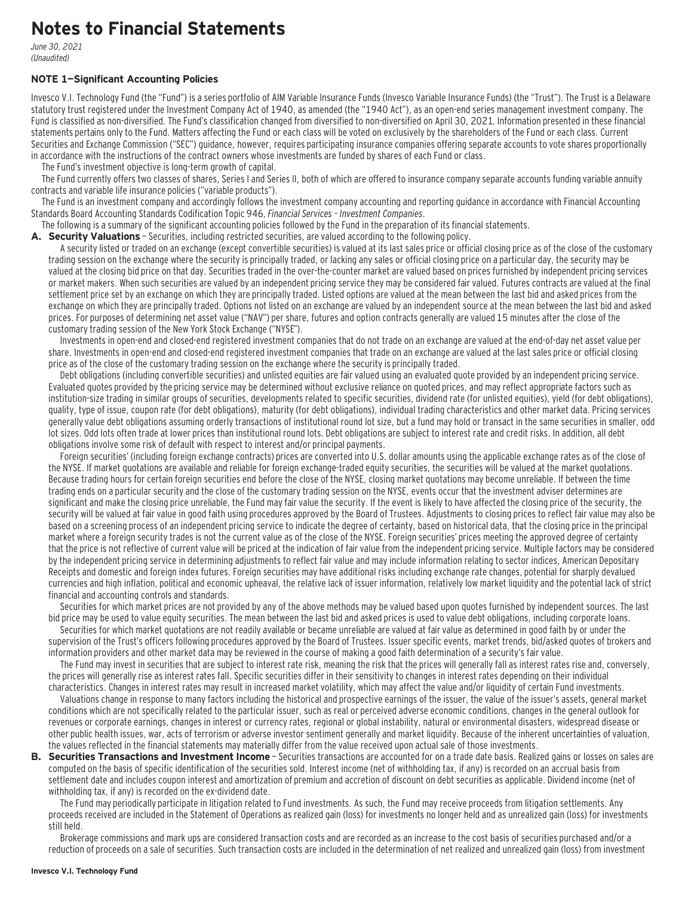# Notes to Financial Statements

*June 30, 2021*
*(Unaudited)*

### NOTE 1—Significant Accounting Policies

Invesco V.I. Technology Fund (the "Fund") is a series portfolio of AIM Variable Insurance Funds (Invesco Variable Insurance Funds) (the "Trust"). The Trust is a Delaware statutory trust registered under the Investment Company Act of 1940, as amended (the "1940 Act"), as an open-end series management investment company. The Fund is classified as non-diversified. The Fund's classification changed from diversified to non-diversified on April 30, 2021. Information presented in these financial statements pertains only to the Fund. Matters affecting the Fund or each class will be voted on exclusively by the shareholders of the Fund or each class. Current Securities and Exchange Commission ("SEC") guidance, however, requires participating insurance companies offering separate accounts to vote shares proportionally in accordance with the instructions of the contract owners whose investments are funded by shares of each Fund or class.

The Fund's investment objective is long-term growth of capital.

The Fund currently offers two classes of shares, Series I and Series II, both of which are offered to insurance company separate accounts funding variable annuity contracts and variable life insurance policies ("variable products").

The Fund is an investment company and accordingly follows the investment company accounting and reporting guidance in accordance with Financial Accounting Standards Board Accounting Standards Codification Topic 946, *Financial Services – Investment Companies*.

The following is a summary of the significant accounting policies followed by the Fund in the preparation of its financial statements.

**A. Security Valuations** – Securities, including restricted securities, are valued according to the following policy.

A security listed or traded on an exchange (except convertible securities) is valued at its last sales price or official closing price as of the close of the customary trading session on the exchange where the security is principally traded, or lacking any sales or official closing price on a particular day, the security may be valued at the closing bid price on that day. Securities traded in the over-the-counter market are valued based on prices furnished by independent pricing services or market makers. When such securities are valued by an independent pricing service they may be considered fair valued. Futures contracts are valued at the final settlement price set by an exchange on which they are principally traded. Listed options are valued at the mean between the last bid and asked prices from the exchange on which they are principally traded. Options not listed on an exchange are valued by an independent source at the mean between the last bid and asked prices. For purposes of determining net asset value ("NAV") per share, futures and option contracts generally are valued 15 minutes after the close of the customary trading session of the New York Stock Exchange ("NYSE").

Investments in open-end and closed-end registered investment companies that do not trade on an exchange are valued at the end-of-day net asset value per share. Investments in open-end and closed-end registered investment companies that trade on an exchange are valued at the last sales price or official closing price as of the close of the customary trading session on the exchange where the security is principally traded.

Debt obligations (including convertible securities) and unlisted equities are fair valued using an evaluated quote provided by an independent pricing service. Evaluated quotes provided by the pricing service may be determined without exclusive reliance on quoted prices, and may reflect appropriate factors such as institution-size trading in similar groups of securities, developments related to specific securities, dividend rate (for unlisted equities), yield (for debt obligations), quality, type of issue, coupon rate (for debt obligations), maturity (for debt obligations), individual trading characteristics and other market data. Pricing services generally value debt obligations assuming orderly transactions of institutional round lot size, but a fund may hold or transact in the same securities in smaller, odd lot sizes. Odd lots often trade at lower prices than institutional round lots. Debt obligations are subject to interest rate and credit risks. In addition, all debt obligations involve some risk of default with respect to interest and/or principal payments.

Foreign securities' (including foreign exchange contracts) prices are converted into U.S. dollar amounts using the applicable exchange rates as of the close of the NYSE. If market quotations are available and reliable for foreign exchange-traded equity securities, the securities will be valued at the market quotations. Because trading hours for certain foreign securities end before the close of the NYSE, closing market quotations may become unreliable. If between the time trading ends on a particular security and the close of the customary trading session on the NYSE, events occur that the investment adviser determines are significant and make the closing price unreliable, the Fund may fair value the security. If the event is likely to have affected the closing price of the security, the security will be valued at fair value in good faith using procedures approved by the Board of Trustees. Adjustments to closing prices to reflect fair value may also be based on a screening process of an independent pricing service to indicate the degree of certainty, based on historical data, that the closing price in the principal market where a foreign security trades is not the current value as of the close of the NYSE. Foreign securities' prices meeting the approved degree of certainty that the price is not reflective of current value will be priced at the indication of fair value from the independent pricing service. Multiple factors may be considered by the independent pricing service in determining adjustments to reflect fair value and may include information relating to sector indices, American Depositary Receipts and domestic and foreign index futures. Foreign securities may have additional risks including exchange rate changes, potential for sharply devalued currencies and high inflation, political and economic upheaval, the relative lack of issuer information, relatively low market liquidity and the potential lack of strict financial and accounting controls and standards.

Securities for which market prices are not provided by any of the above methods may be valued based upon quotes furnished by independent sources. The last bid price may be used to value equity securities. The mean between the last bid and asked prices is used to value debt obligations, including corporate loans.

Securities for which market quotations are not readily available or became unreliable are valued at fair value as determined in good faith by or under the supervision of the Trust's officers following procedures approved by the Board of Trustees. Issuer specific events, market trends, bid/asked quotes of brokers and information providers and other market data may be reviewed in the course of making a good faith determination of a security's fair value.

The Fund may invest in securities that are subject to interest rate risk, meaning the risk that the prices will generally fall as interest rates rise and, conversely, the prices will generally rise as interest rates fall. Specific securities differ in their sensitivity to changes in interest rates depending on their individual characteristics. Changes in interest rates may result in increased market volatility, which may affect the value and/or liquidity of certain Fund investments.

Valuations change in response to many factors including the historical and prospective earnings of the issuer, the value of the issuer's assets, general market conditions which are not specifically related to the particular issuer, such as real or perceived adverse economic conditions, changes in the general outlook for revenues or corporate earnings, changes in interest or currency rates, regional or global instability, natural or environmental disasters, widespread disease or other public health issues, war, acts of terrorism or adverse investor sentiment generally and market liquidity. Because of the inherent uncertainties of valuation, the values reflected in the financial statements may materially differ from the value received upon actual sale of those investments.

**B. Securities Transactions and Investment Income** – Securities transactions are accounted for on a trade date basis. Realized gains or losses on sales are computed on the basis of specific identification of the securities sold. Interest income (net of withholding tax, if any) is recorded on an accrual basis from settlement date and includes coupon interest and amortization of premium and accretion of discount on debt securities as applicable. Dividend income (net of withholding tax, if any) is recorded on the ex-dividend date.

The Fund may periodically participate in litigation related to Fund investments. As such, the Fund may receive proceeds from litigation settlements. Any proceeds received are included in the Statement of Operations as realized gain (loss) for investments no longer held and as unrealized gain (loss) for investments still held.

Brokerage commissions and mark ups are considered transaction costs and are recorded as an increase to the cost basis of securities purchased and/or a reduction of proceeds on a sale of securities. Such transaction costs are included in the determination of net realized and unrealized gain (loss) from investment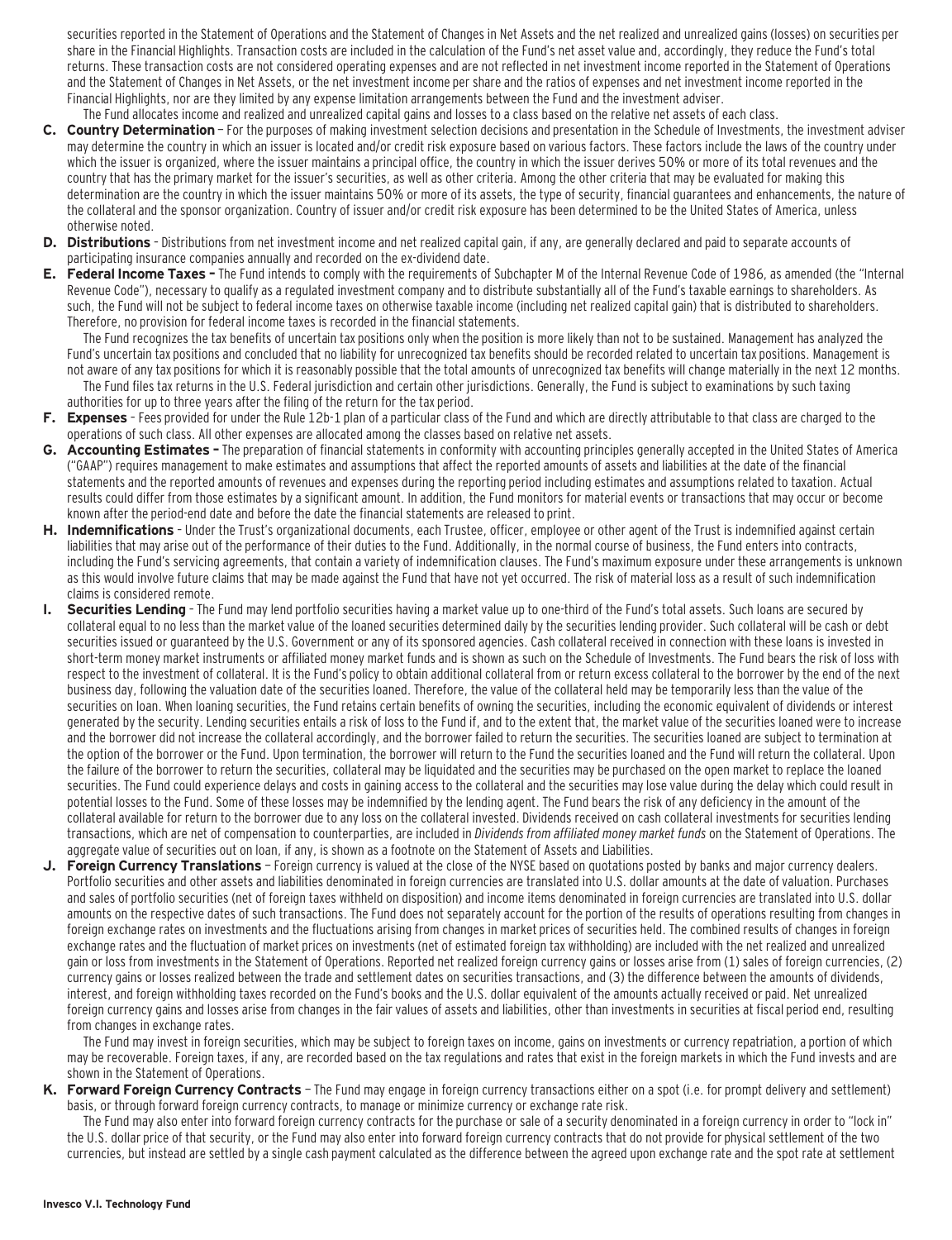securities reported in the Statement of Operations and the Statement of Changes in Net Assets and the net realized and unrealized gains (losses) on securities per share in the Financial Highlights. Transaction costs are included in the calculation of the Fund's net asset value and, accordingly, they reduce the Fund's total returns. These transaction costs are not considered operating expenses and are not reflected in net investment income reported in the Statement of Operations and the Statement of Changes in Net Assets, or the net investment income per share and the ratios of expenses and net investment income reported in the Financial Highlights, nor are they limited by any expense limitation arrangements between the Fund and the investment adviser.

The Fund allocates income and realized and unrealized capital gains and losses to a class based on the relative net assets of each class.

**C. Country Determination** – For the purposes of making investment selection decisions and presentation in the Schedule of Investments, the investment adviser may determine the country in which an issuer is located and/or credit risk exposure based on various factors. These factors include the laws of the country under which the issuer is organized, where the issuer maintains a principal office, the country in which the issuer derives 50% or more of its total revenues and the country that has the primary market for the issuer's securities, as well as other criteria. Among the other criteria that may be evaluated for making this determination are the country in which the issuer maintains 50% or more of its assets, the type of security, financial guarantees and enhancements, the nature of the collateral and the sponsor organization. Country of issuer and/or credit risk exposure has been determined to be the United States of America, unless otherwise noted.

**D. Distributions** – Distributions from net investment income and net realized capital gain, if any, are generally declared and paid to separate accounts of participating insurance companies annually and recorded on the ex-dividend date.

**E. Federal Income Taxes –** The Fund intends to comply with the requirements of Subchapter M of the Internal Revenue Code of 1986, as amended (the "Internal Revenue Code"), necessary to qualify as a regulated investment company and to distribute substantially all of the Fund's taxable earnings to shareholders. As such, the Fund will not be subject to federal income taxes on otherwise taxable income (including net realized capital gain) that is distributed to shareholders. Therefore, no provision for federal income taxes is recorded in the financial statements.

The Fund recognizes the tax benefits of uncertain tax positions only when the position is more likely than not to be sustained. Management has analyzed the Fund's uncertain tax positions and concluded that no liability for unrecognized tax benefits should be recorded related to uncertain tax positions. Management is not aware of any tax positions for which it is reasonably possible that the total amounts of unrecognized tax benefits will change materially in the next 12 months.

The Fund files tax returns in the U.S. Federal jurisdiction and certain other jurisdictions. Generally, the Fund is subject to examinations by such taxing authorities for up to three years after the filing of the return for the tax period.

**F. Expenses** – Fees provided for under the Rule 12b-1 plan of a particular class of the Fund and which are directly attributable to that class are charged to the operations of such class. All other expenses are allocated among the classes based on relative net assets.

**G. Accounting Estimates –** The preparation of financial statements in conformity with accounting principles generally accepted in the United States of America ("GAAP") requires management to make estimates and assumptions that affect the reported amounts of assets and liabilities at the date of the financial statements and the reported amounts of revenues and expenses during the reporting period including estimates and assumptions related to taxation. Actual results could differ from those estimates by a significant amount. In addition, the Fund monitors for material events or transactions that may occur or become known after the period-end date and before the date the financial statements are released to print.

**H. Indemnifications** – Under the Trust's organizational documents, each Trustee, officer, employee or other agent of the Trust is indemnified against certain liabilities that may arise out of the performance of their duties to the Fund. Additionally, in the normal course of business, the Fund enters into contracts, including the Fund's servicing agreements, that contain a variety of indemnification clauses. The Fund's maximum exposure under these arrangements is unknown as this would involve future claims that may be made against the Fund that have not yet occurred. The risk of material loss as a result of such indemnification claims is considered remote.

**I. Securities Lending** – The Fund may lend portfolio securities having a market value up to one-third of the Fund's total assets. Such loans are secured by collateral equal to no less than the market value of the loaned securities determined daily by the securities lending provider. Such collateral will be cash or debt securities issued or guaranteed by the U.S. Government or any of its sponsored agencies. Cash collateral received in connection with these loans is invested in short-term money market instruments or affiliated money market funds and is shown as such on the Schedule of Investments. The Fund bears the risk of loss with respect to the investment of collateral. It is the Fund's policy to obtain additional collateral from or return excess collateral to the borrower by the end of the next business day, following the valuation date of the securities loaned. Therefore, the value of the collateral held may be temporarily less than the value of the securities on loan. When loaning securities, the Fund retains certain benefits of owning the securities, including the economic equivalent of dividends or interest generated by the security. Lending securities entails a risk of loss to the Fund if, and to the extent that, the market value of the securities loaned were to increase and the borrower did not increase the collateral accordingly, and the borrower failed to return the securities. The securities loaned are subject to termination at the option of the borrower or the Fund. Upon termination, the borrower will return to the Fund the securities loaned and the Fund will return the collateral. Upon the failure of the borrower to return the securities, collateral may be liquidated and the securities may be purchased on the open market to replace the loaned securities. The Fund could experience delays and costs in gaining access to the collateral and the securities may lose value during the delay which could result in potential losses to the Fund. Some of these losses may be indemnified by the lending agent. The Fund bears the risk of any deficiency in the amount of the collateral available for return to the borrower due to any loss on the collateral invested. Dividends received on cash collateral investments for securities lending transactions, which are net of compensation to counterparties, are included in *Dividends from affiliated money market funds* on the Statement of Operations. The aggregate value of securities out on loan, if any, is shown as a footnote on the Statement of Assets and Liabilities.

**J. Foreign Currency Translations** – Foreign currency is valued at the close of the NYSE based on quotations posted by banks and major currency dealers. Portfolio securities and other assets and liabilities denominated in foreign currencies are translated into U.S. dollar amounts at the date of valuation. Purchases and sales of portfolio securities (net of foreign taxes withheld on disposition) and income items denominated in foreign currencies are translated into U.S. dollar amounts on the respective dates of such transactions. The Fund does not separately account for the portion of the results of operations resulting from changes in foreign exchange rates on investments and the fluctuations arising from changes in market prices of securities held. The combined results of changes in foreign exchange rates and the fluctuation of market prices on investments (net of estimated foreign tax withholding) are included with the net realized and unrealized gain or loss from investments in the Statement of Operations. Reported net realized foreign currency gains or losses arise from (1) sales of foreign currencies, (2) currency gains or losses realized between the trade and settlement dates on securities transactions, and (3) the difference between the amounts of dividends, interest, and foreign withholding taxes recorded on the Fund's books and the U.S. dollar equivalent of the amounts actually received or paid. Net unrealized foreign currency gains and losses arise from changes in the fair values of assets and liabilities, other than investments in securities at fiscal period end, resulting from changes in exchange rates.

The Fund may invest in foreign securities, which may be subject to foreign taxes on income, gains on investments or currency repatriation, a portion of which may be recoverable. Foreign taxes, if any, are recorded based on the tax regulations and rates that exist in the foreign markets in which the Fund invests and are shown in the Statement of Operations.

**K. Forward Foreign Currency Contracts** – The Fund may engage in foreign currency transactions either on a spot (i.e. for prompt delivery and settlement) basis, or through forward foreign currency contracts, to manage or minimize currency or exchange rate risk.

The Fund may also enter into forward foreign currency contracts for the purchase or sale of a security denominated in a foreign currency in order to "lock in" the U.S. dollar price of that security, or the Fund may also enter into forward foreign currency contracts that do not provide for physical settlement of the two currencies, but instead are settled by a single cash payment calculated as the difference between the agreed upon exchange rate and the spot rate at settlement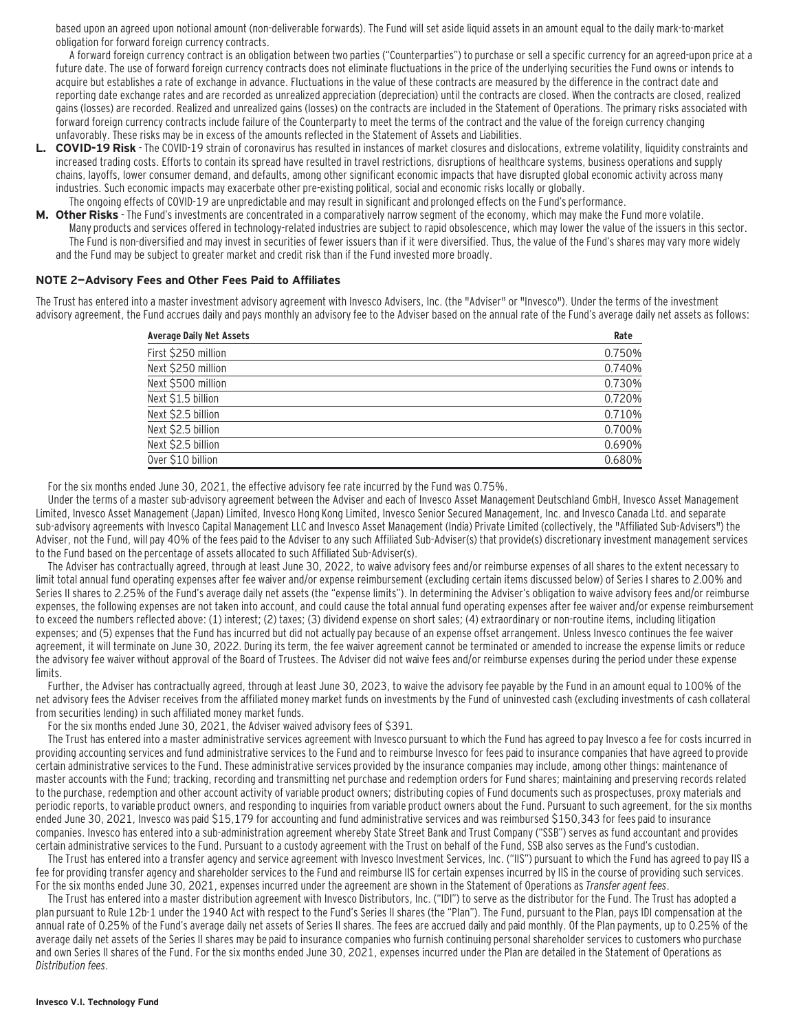based upon an agreed upon notional amount (non-deliverable forwards). The Fund will set aside liquid assets in an amount equal to the daily mark-to-market obligation for forward foreign currency contracts.

A forward foreign currency contract is an obligation between two parties ("Counterparties") to purchase or sell a specific currency for an agreed-upon price at a future date. The use of forward foreign currency contracts does not eliminate fluctuations in the price of the underlying securities the Fund owns or intends to acquire but establishes a rate of exchange in advance. Fluctuations in the value of these contracts are measured by the difference in the contract date and reporting date exchange rates and are recorded as unrealized appreciation (depreciation) until the contracts are closed. When the contracts are closed, realized gains (losses) are recorded. Realized and unrealized gains (losses) on the contracts are included in the Statement of Operations. The primary risks associated with forward foreign currency contracts include failure of the Counterparty to meet the terms of the contract and the value of the foreign currency changing unfavorably. These risks may be in excess of the amounts reflected in the Statement of Assets and Liabilities.

**L. COVID-19 Risk** - The COVID-19 strain of coronavirus has resulted in instances of market closures and dislocations, extreme volatility, liquidity constraints and increased trading costs. Efforts to contain its spread have resulted in travel restrictions, disruptions of healthcare systems, business operations and supply chains, layoffs, lower consumer demand, and defaults, among other significant economic impacts that have disrupted global economic activity across many industries. Such economic impacts may exacerbate other pre-existing political, social and economic risks locally or globally.

The ongoing effects of COVID-19 are unpredictable and may result in significant and prolonged effects on the Fund's performance.

**M. Other Risks** - The Fund's investments are concentrated in a comparatively narrow segment of the economy, which may make the Fund more volatile.

Many products and services offered in technology-related industries are subject to rapid obsolescence, which may lower the value of the issuers in this sector.

The Fund is non-diversified and may invest in securities of fewer issuers than if it were diversified. Thus, the value of the Fund's shares may vary more widely and the Fund may be subject to greater market and credit risk than if the Fund invested more broadly.

## NOTE 2—Advisory Fees and Other Fees Paid to Affiliates

The Trust has entered into a master investment advisory agreement with Invesco Advisers, Inc. (the "Adviser" or "Invesco"). Under the terms of the investment advisory agreement, the Fund accrues daily and pays monthly an advisory fee to the Adviser based on the annual rate of the Fund's average daily net assets as follows:

| Average Daily Net Assets | Rate |
|---|---|
| First $250 million | 0.750% |
| Next $250 million | 0.740% |
| Next $500 million | 0.730% |
| Next $1.5 billion | 0.720% |
| Next $2.5 billion | 0.710% |
| Next $2.5 billion | 0.700% |
| Next $2.5 billion | 0.690% |
| Over $10 billion | 0.680% |

For the six months ended June 30, 2021, the effective advisory fee rate incurred by the Fund was 0.75%.

Under the terms of a master sub-advisory agreement between the Adviser and each of Invesco Asset Management Deutschland GmbH, Invesco Asset Management Limited, Invesco Asset Management (Japan) Limited, Invesco Hong Kong Limited, Invesco Senior Secured Management, Inc. and Invesco Canada Ltd. and separate sub-advisory agreements with Invesco Capital Management LLC and Invesco Asset Management (India) Private Limited (collectively, the "Affiliated Sub-Advisers") the Adviser, not the Fund, will pay 40% of the fees paid to the Adviser to any such Affiliated Sub-Adviser(s) that provide(s) discretionary investment management services to the Fund based on the percentage of assets allocated to such Affiliated Sub-Adviser(s).

The Adviser has contractually agreed, through at least June 30, 2022, to waive advisory fees and/or reimburse expenses of all shares to the extent necessary to limit total annual fund operating expenses after fee waiver and/or expense reimbursement (excluding certain items discussed below) of Series I shares to 2.00% and Series II shares to 2.25% of the Fund's average daily net assets (the "expense limits"). In determining the Adviser's obligation to waive advisory fees and/or reimburse expenses, the following expenses are not taken into account, and could cause the total annual fund operating expenses after fee waiver and/or expense reimbursement to exceed the numbers reflected above: (1) interest; (2) taxes; (3) dividend expense on short sales; (4) extraordinary or non-routine items, including litigation expenses; and (5) expenses that the Fund has incurred but did not actually pay because of an expense offset arrangement. Unless Invesco continues the fee waiver agreement, it will terminate on June 30, 2022. During its term, the fee waiver agreement cannot be terminated or amended to increase the expense limits or reduce the advisory fee waiver without approval of the Board of Trustees. The Adviser did not waive fees and/or reimburse expenses during the period under these expense limits.

Further, the Adviser has contractually agreed, through at least June 30, 2023, to waive the advisory fee payable by the Fund in an amount equal to 100% of the net advisory fees the Adviser receives from the affiliated money market funds on investments by the Fund of uninvested cash (excluding investments of cash collateral from securities lending) in such affiliated money market funds.

For the six months ended June 30, 2021, the Adviser waived advisory fees of $391.

The Trust has entered into a master administrative services agreement with Invesco pursuant to which the Fund has agreed to pay Invesco a fee for costs incurred in providing accounting services and fund administrative services to the Fund and to reimburse Invesco for fees paid to insurance companies that have agreed to provide certain administrative services to the Fund. These administrative services provided by the insurance companies may include, among other things: maintenance of master accounts with the Fund; tracking, recording and transmitting net purchase and redemption orders for Fund shares; maintaining and preserving records related to the purchase, redemption and other account activity of variable product owners; distributing copies of Fund documents such as prospectuses, proxy materials and periodic reports, to variable product owners, and responding to inquiries from variable product owners about the Fund. Pursuant to such agreement, for the six months ended June 30, 2021, Invesco was paid $15,179 for accounting and fund administrative services and was reimbursed $150,343 for fees paid to insurance companies. Invesco has entered into a sub-administration agreement whereby State Street Bank and Trust Company ("SSB") serves as fund accountant and provides certain administrative services to the Fund. Pursuant to a custody agreement with the Trust on behalf of the Fund, SSB also serves as the Fund's custodian.

The Trust has entered into a transfer agency and service agreement with Invesco Investment Services, Inc. ("IIS") pursuant to which the Fund has agreed to pay IIS a fee for providing transfer agency and shareholder services to the Fund and reimburse IIS for certain expenses incurred by IIS in the course of providing such services. For the six months ended June 30, 2021, expenses incurred under the agreement are shown in the Statement of Operations as *Transfer agent fees*.

The Trust has entered into a master distribution agreement with Invesco Distributors, Inc. ("IDI") to serve as the distributor for the Fund. The Trust has adopted a plan pursuant to Rule 12b-1 under the 1940 Act with respect to the Fund's Series II shares (the "Plan"). The Fund, pursuant to the Plan, pays IDI compensation at the annual rate of 0.25% of the Fund's average daily net assets of Series II shares. The fees are accrued daily and paid monthly. Of the Plan payments, up to 0.25% of the average daily net assets of the Series II shares may be paid to insurance companies who furnish continuing personal shareholder services to customers who purchase and own Series II shares of the Fund. For the six months ended June 30, 2021, expenses incurred under the Plan are detailed in the Statement of Operations as *Distribution fees*.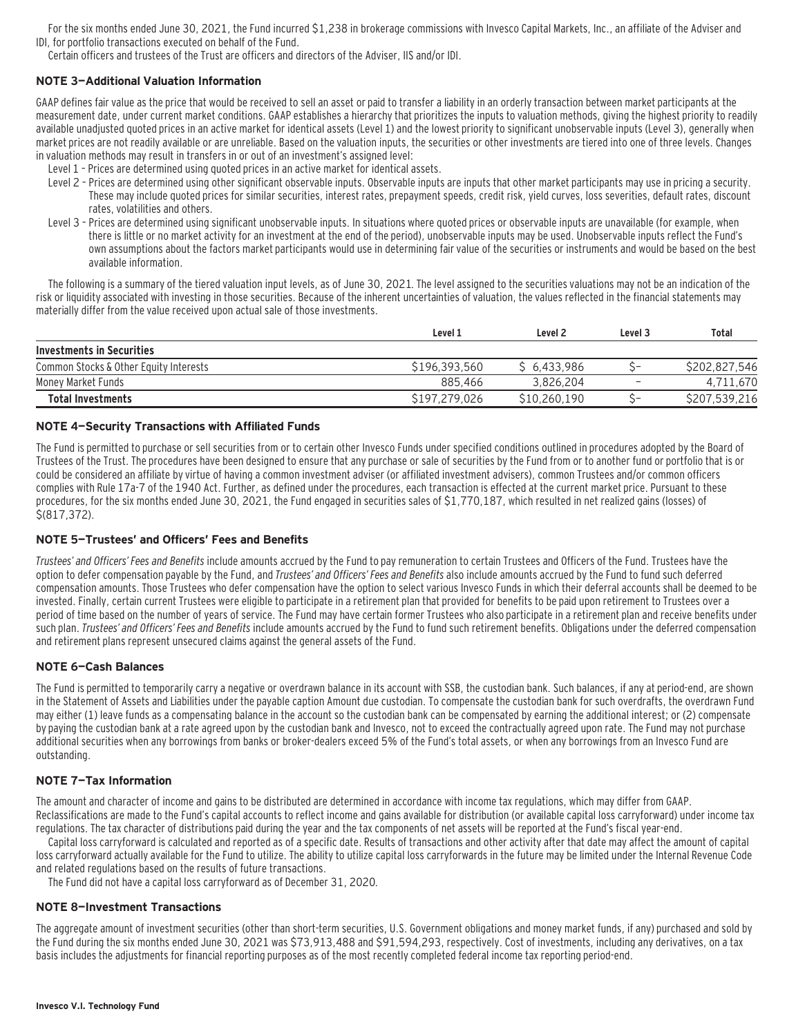For the six months ended June 30, 2021, the Fund incurred $1,238 in brokerage commissions with Invesco Capital Markets, Inc., an affiliate of the Adviser and IDI, for portfolio transactions executed on behalf of the Fund.

Certain officers and trustees of the Trust are officers and directors of the Adviser, IIS and/or IDI.

### NOTE 3—Additional Valuation Information

GAAP defines fair value as the price that would be received to sell an asset or paid to transfer a liability in an orderly transaction between market participants at the measurement date, under current market conditions. GAAP establishes a hierarchy that prioritizes the inputs to valuation methods, giving the highest priority to readily available unadjusted quoted prices in an active market for identical assets (Level 1) and the lowest priority to significant unobservable inputs (Level 3), generally when market prices are not readily available or are unreliable. Based on the valuation inputs, the securities or other investments are tiered into one of three levels. Changes in valuation methods may result in transfers in or out of an investment's assigned level:

Level 1 – Prices are determined using quoted prices in an active market for identical assets.

Level 2 – Prices are determined using other significant observable inputs. Observable inputs are inputs that other market participants may use in pricing a security. These may include quoted prices for similar securities, interest rates, prepayment speeds, credit risk, yield curves, loss severities, default rates, discount rates, volatilities and others.

Level 3 – Prices are determined using significant unobservable inputs. In situations where quoted prices or observable inputs are unavailable (for example, when there is little or no market activity for an investment at the end of the period), unobservable inputs may be used. Unobservable inputs reflect the Fund's own assumptions about the factors market participants would use in determining fair value of the securities or instruments and would be based on the best available information.

The following is a summary of the tiered valuation input levels, as of June 30, 2021. The level assigned to the securities valuations may not be an indication of the risk or liquidity associated with investing in those securities. Because of the inherent uncertainties of valuation, the values reflected in the financial statements may materially differ from the value received upon actual sale of those investments.

| | Level 1 | Level 2 | Level 3 | Total |
|---|---|---|---|---|
| **Investments in Securities** | | | | |
| Common Stocks & Other Equity Interests | $196,393,560 | $ 6,433,986 | $– | $202,827,546 |
| Money Market Funds | 885,466 | 3,826,204 | – | 4,711,670 |
| **Total Investments** | $197,279,026 | $10,260,190 | $– | $207,539,216 |

### NOTE 4—Security Transactions with Affiliated Funds

The Fund is permitted to purchase or sell securities from or to certain other Invesco Funds under specified conditions outlined in procedures adopted by the Board of Trustees of the Trust. The procedures have been designed to ensure that any purchase or sale of securities by the Fund from or to another fund or portfolio that is or could be considered an affiliate by virtue of having a common investment adviser (or affiliated investment advisers), common Trustees and/or common officers complies with Rule 17a-7 of the 1940 Act. Further, as defined under the procedures, each transaction is effected at the current market price. Pursuant to these procedures, for the six months ended June 30, 2021, the Fund engaged in securities sales of $1,770,187, which resulted in net realized gains (losses) of $(817,372).

### NOTE 5—Trustees' and Officers' Fees and Benefits

*Trustees' and Officers' Fees and Benefits* include amounts accrued by the Fund to pay remuneration to certain Trustees and Officers of the Fund. Trustees have the option to defer compensation payable by the Fund, and *Trustees' and Officers' Fees and Benefits* also include amounts accrued by the Fund to fund such deferred compensation amounts. Those Trustees who defer compensation have the option to select various Invesco Funds in which their deferral accounts shall be deemed to be invested. Finally, certain current Trustees were eligible to participate in a retirement plan that provided for benefits to be paid upon retirement to Trustees over a period of time based on the number of years of service. The Fund may have certain former Trustees who also participate in a retirement plan and receive benefits under such plan. *Trustees' and Officers' Fees and Benefits* include amounts accrued by the Fund to fund such retirement benefits. Obligations under the deferred compensation and retirement plans represent unsecured claims against the general assets of the Fund.

### NOTE 6—Cash Balances

The Fund is permitted to temporarily carry a negative or overdrawn balance in its account with SSB, the custodian bank. Such balances, if any at period-end, are shown in the Statement of Assets and Liabilities under the payable caption Amount due custodian. To compensate the custodian bank for such overdrafts, the overdrawn Fund may either (1) leave funds as a compensating balance in the account so the custodian bank can be compensated by earning the additional interest; or (2) compensate by paying the custodian bank at a rate agreed upon by the custodian bank and Invesco, not to exceed the contractually agreed upon rate. The Fund may not purchase additional securities when any borrowings from banks or broker-dealers exceed 5% of the Fund's total assets, or when any borrowings from an Invesco Fund are outstanding.

### NOTE 7—Tax Information

The amount and character of income and gains to be distributed are determined in accordance with income tax regulations, which may differ from GAAP. Reclassifications are made to the Fund's capital accounts to reflect income and gains available for distribution (or available capital loss carryforward) under income tax regulations. The tax character of distributions paid during the year and the tax components of net assets will be reported at the Fund's fiscal year-end.

Capital loss carryforward is calculated and reported as of a specific date. Results of transactions and other activity after that date may affect the amount of capital loss carryforward actually available for the Fund to utilize. The ability to utilize capital loss carryforwards in the future may be limited under the Internal Revenue Code and related regulations based on the results of future transactions.

The Fund did not have a capital loss carryforward as of December 31, 2020.

### NOTE 8—Investment Transactions

The aggregate amount of investment securities (other than short-term securities, U.S. Government obligations and money market funds, if any) purchased and sold by the Fund during the six months ended June 30, 2021 was $73,913,488 and $91,594,293, respectively. Cost of investments, including any derivatives, on a tax basis includes the adjustments for financial reporting purposes as of the most recently completed federal income tax reporting period-end.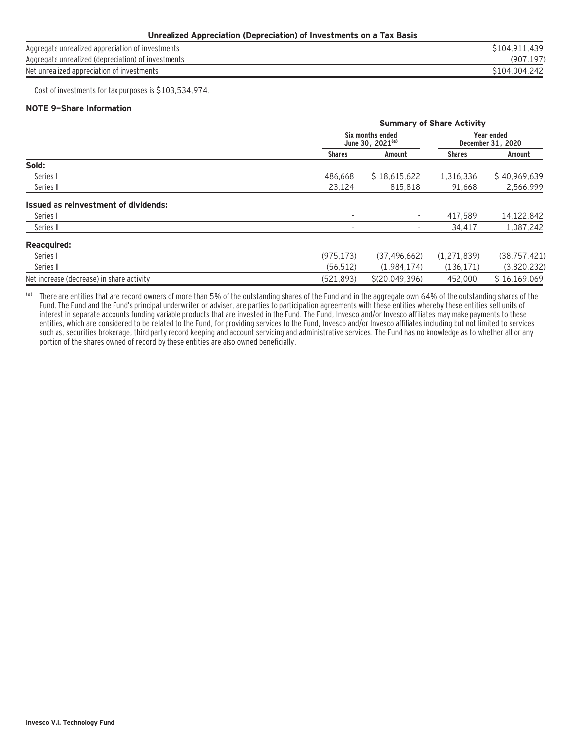**Unrealized Appreciation (Depreciation) of Investments on a Tax Basis**

| | |
|---|---|
| Aggregate unrealized appreciation of investments | $104,911,439 |
| Aggregate unrealized (depreciation) of investments | (907,197) |
| Net unrealized appreciation of investments | $104,004,242 |

Cost of investments for tax purposes is $103,534,974.

### NOTE 9—Share Information

| | Summary of Share Activity | | | |
|---|---|---|---|---|
| | Six months ended June 30, 2021[(a)] | | Year ended December 31, 2020 | |
| | Shares | Amount | Shares | Amount |
| **Sold:** | | | | |
| Series I | 486,668 | $ 18,615,622 | 1,316,336 | $ 40,969,639 |
| Series II | 23,124 | 815,818 | 91,668 | 2,566,999 |
| **Issued as reinvestment of dividends:** | | | | |
| Series I | - | - | 417,589 | 14,122,842 |
| Series II | - | - | 34,417 | 1,087,242 |
| **Reacquired:** | | | | |
| Series I | (975,173) | (37,496,662) | (1,271,839) | (38,757,421) |
| Series II | (56,512) | (1,984,174) | (136,171) | (3,820,232) |
| Net increase (decrease) in share activity | (521,893) | $(20,049,396) | 452,000 | $ 16,169,069 |

[(a)] There are entities that are record owners of more than 5% of the outstanding shares of the Fund and in the aggregate own 64% of the outstanding shares of the Fund. The Fund and the Fund's principal underwriter or adviser, are parties to participation agreements with these entities whereby these entities sell units of interest in separate accounts funding variable products that are invested in the Fund. The Fund, Invesco and/or Invesco affiliates may make payments to these entities, which are considered to be related to the Fund, for providing services to the Fund, Invesco and/or Invesco affiliates including but not limited to services such as, securities brokerage, third party record keeping and account servicing and administrative services. The Fund has no knowledge as to whether all or any portion of the shares owned of record by these entities are also owned beneficially.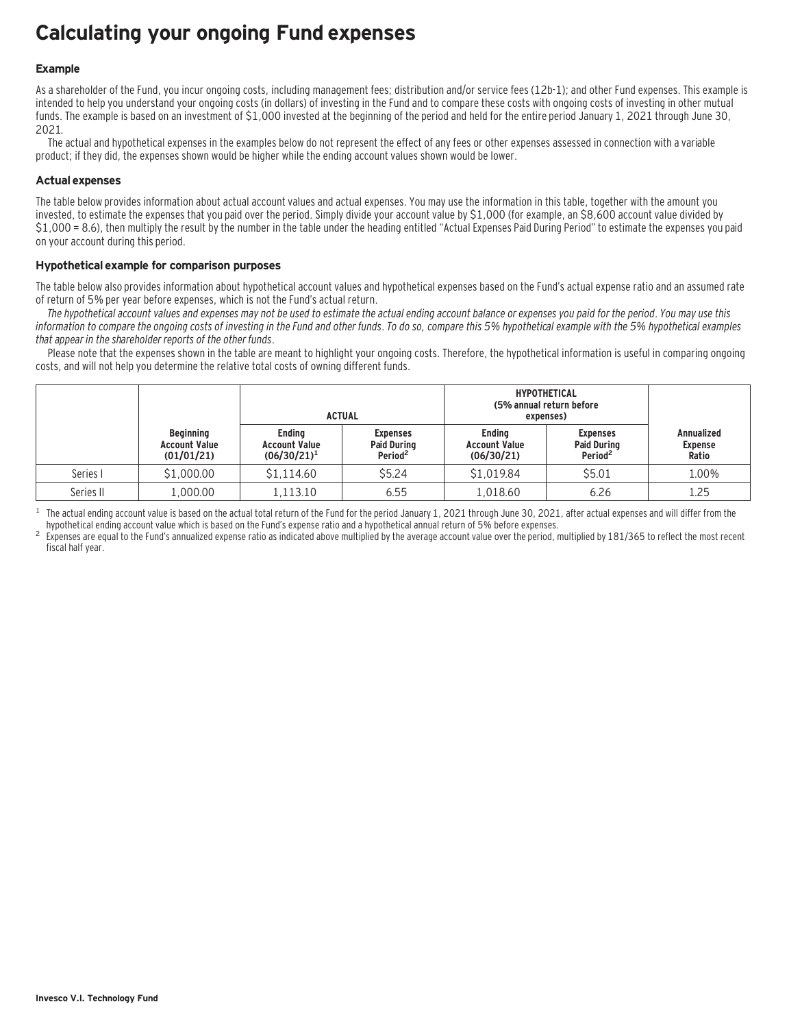# Calculating your ongoing Fund expenses

### Example

As a shareholder of the Fund, you incur ongoing costs, including management fees; distribution and/or service fees (12b-1); and other Fund expenses. This example is intended to help you understand your ongoing costs (in dollars) of investing in the Fund and to compare these costs with ongoing costs of investing in other mutual funds. The example is based on an investment of $1,000 invested at the beginning of the period and held for the entire period January 1, 2021 through June 30, 2021.

The actual and hypothetical expenses in the examples below do not represent the effect of any fees or other expenses assessed in connection with a variable product; if they did, the expenses shown would be higher while the ending account values shown would be lower.

### Actual expenses

The table below provides information about actual account values and actual expenses. You may use the information in this table, together with the amount you invested, to estimate the expenses that you paid over the period. Simply divide your account value by $1,000 (for example, an $8,600 account value divided by $1,000 = 8.6), then multiply the result by the number in the table under the heading entitled "Actual Expenses Paid During Period" to estimate the expenses you paid on your account during this period.

### Hypothetical example for comparison purposes

The table below also provides information about hypothetical account values and hypothetical expenses based on the Fund's actual expense ratio and an assumed rate of return of 5% per year before expenses, which is not the Fund's actual return.

*The hypothetical account values and expenses may not be used to estimate the actual ending account balance or expenses you paid for the period. You may use this information to compare the ongoing costs of investing in the Fund and other funds. To do so, compare this 5% hypothetical example with the 5% hypothetical examples that appear in the shareholder reports of the other funds.*

Please note that the expenses shown in the table are meant to highlight your ongoing costs. Therefore, the hypothetical information is useful in comparing ongoing costs, and will not help you determine the relative total costs of owning different funds.

| | | ACTUAL | | HYPOTHETICAL (5% annual return before expenses) | | |
|---|---|---|---|---|---|---|
| | Beginning Account Value (01/01/21) | Ending Account Value (06/30/21)[1] | Expenses Paid During Period[2] | Ending Account Value (06/30/21) | Expenses Paid During Period[2] | Annualized Expense Ratio |
| Series I | $1,000.00 | $1,114.60 | $5.24 | $1,019.84 | $5.01 | 1.00% |
| Series II | 1,000.00 | 1,113.10 | 6.55 | 1,018.60 | 6.26 | 1.25 |

[1] The actual ending account value is based on the actual total return of the Fund for the period January 1, 2021 through June 30, 2021, after actual expenses and will differ from the hypothetical ending account value which is based on the Fund's expense ratio and a hypothetical annual return of 5% before expenses.

[2] Expenses are equal to the Fund's annualized expense ratio as indicated above multiplied by the average account value over the period, multiplied by 181/365 to reflect the most recent fiscal half year.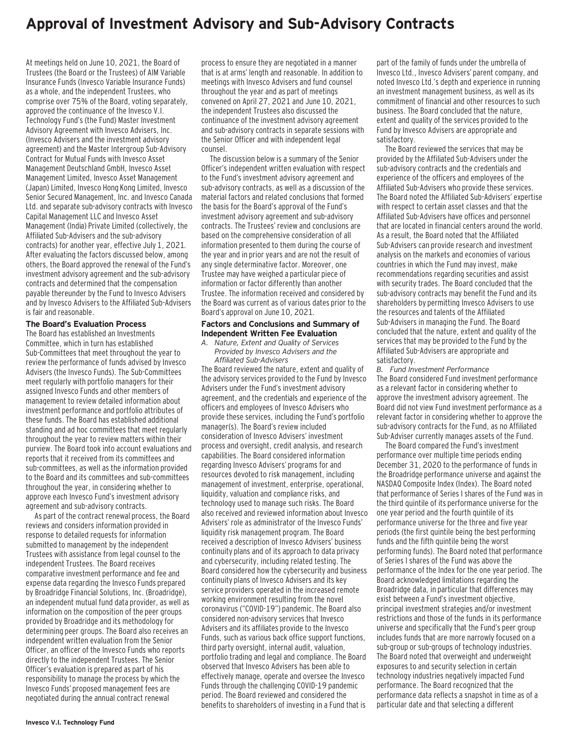# Approval of Investment Advisory and Sub-Advisory Contracts

At meetings held on June 10, 2021, the Board of Trustees (the Board or the Trustees) of AIM Variable Insurance Funds (Invesco Variable Insurance Funds) as a whole, and the independent Trustees, who comprise over 75% of the Board, voting separately, approved the continuance of the Invesco V.I. Technology Fund's (the Fund) Master Investment Advisory Agreement with Invesco Advisers, Inc. (Invesco Advisers and the investment advisory agreement) and the Master Intergroup Sub-Advisory Contract for Mutual Funds with Invesco Asset Management Deutschland GmbH, Invesco Asset Management Limited, Invesco Asset Management (Japan) Limited, Invesco Hong Kong Limited, Invesco Senior Secured Management, Inc. and Invesco Canada Ltd. and separate sub-advisory contracts with Invesco Capital Management LLC and Invesco Asset Management (India) Private Limited (collectively, the Affiliated Sub-Advisers and the sub-advisory contracts) for another year, effective July 1, 2021. After evaluating the factors discussed below, among others, the Board approved the renewal of the Fund's investment advisory agreement and the sub-advisory contracts and determined that the compensation payable thereunder by the Fund to Invesco Advisers and by Invesco Advisers to the Affiliated Sub-Advisers is fair and reasonable.

## The Board's Evaluation Process

The Board has established an Investments Committee, which in turn has established Sub-Committees that meet throughout the year to review the performance of funds advised by Invesco Advisers (the Invesco Funds). The Sub-Committees meet regularly with portfolio managers for their assigned Invesco Funds and other members of management to review detailed information about investment performance and portfolio attributes of these funds. The Board has established additional standing and ad hoc committees that meet regularly throughout the year to review matters within their purview. The Board took into account evaluations and reports that it received from its committees and sub-committees, as well as the information provided to the Board and its committees and sub-committees throughout the year, in considering whether to approve each Invesco Fund's investment advisory agreement and sub-advisory contracts.

As part of the contract renewal process, the Board reviews and considers information provided in response to detailed requests for information submitted to management by the independent Trustees with assistance from legal counsel to the independent Trustees. The Board receives comparative investment performance and fee and expense data regarding the Invesco Funds prepared by Broadridge Financial Solutions, Inc. (Broadridge), an independent mutual fund data provider, as well as information on the composition of the peer groups provided by Broadridge and its methodology for determining peer groups. The Board also receives an independent written evaluation from the Senior Officer, an officer of the Invesco Funds who reports directly to the independent Trustees. The Senior Officer's evaluation is prepared as part of his responsibility to manage the process by which the Invesco Funds' proposed management fees are negotiated during the annual contract renewal process to ensure they are negotiated in a manner that is at arms' length and reasonable. In addition to meetings with Invesco Advisers and fund counsel throughout the year and as part of meetings convened on April 27, 2021 and June 10, 2021, the independent Trustees also discussed the continuance of the investment advisory agreement and sub-advisory contracts in separate sessions with the Senior Officer and with independent legal counsel.

The discussion below is a summary of the Senior Officer's independent written evaluation with respect to the Fund's investment advisory agreement and sub-advisory contracts, as well as a discussion of the material factors and related conclusions that formed the basis for the Board's approval of the Fund's investment advisory agreement and sub-advisory contracts. The Trustees' review and conclusions are based on the comprehensive consideration of all information presented to them during the course of the year and in prior years and are not the result of any single determinative factor. Moreover, one Trustee may have weighed a particular piece of information or factor differently than another Trustee. The information received and considered by the Board was current as of various dates prior to the Board's approval on June 10, 2021.

## Factors and Conclusions and Summary of Independent Written Fee Evaluation

*A. Nature, Extent and Quality of Services Provided by Invesco Advisers and the Affiliated Sub-Advisers*

The Board reviewed the nature, extent and quality of the advisory services provided to the Fund by Invesco Advisers under the Fund's investment advisory agreement, and the credentials and experience of the officers and employees of Invesco Advisers who provide these services, including the Fund's portfolio manager(s). The Board's review included consideration of Invesco Advisers' investment process and oversight, credit analysis, and research capabilities. The Board considered information regarding Invesco Advisers' programs for and resources devoted to risk management, including management of investment, enterprise, operational, liquidity, valuation and compliance risks, and technology used to manage such risks. The Board also received and reviewed information about Invesco Advisers' role as administrator of the Invesco Funds' liquidity risk management program. The Board received a description of Invesco Advisers' business continuity plans and of its approach to data privacy and cybersecurity, including related testing. The Board considered how the cybersecurity and business continuity plans of Invesco Advisers and its key service providers operated in the increased remote working environment resulting from the novel coronavirus ("COVID-19") pandemic. The Board also considered non-advisory services that Invesco Advisers and its affiliates provide to the Invesco Funds, such as various back office support functions, third party oversight, internal audit, valuation, portfolio trading and legal and compliance. The Board observed that Invesco Advisers has been able to effectively manage, operate and oversee the Invesco Funds through the challenging COVID-19 pandemic period. The Board reviewed and considered the benefits to shareholders of investing in a Fund that is part of the family of funds under the umbrella of Invesco Ltd., Invesco Advisers' parent company, and noted Invesco Ltd.'s depth and experience in running an investment management business, as well as its commitment of financial and other resources to such business. The Board concluded that the nature, extent and quality of the services provided to the Fund by Invesco Advisers are appropriate and satisfactory.

The Board reviewed the services that may be provided by the Affiliated Sub-Advisers under the sub-advisory contracts and the credentials and experience of the officers and employees of the Affiliated Sub-Advisers who provide these services. The Board noted the Affiliated Sub-Advisers' expertise with respect to certain asset classes and that the Affiliated Sub-Advisers have offices and personnel that are located in financial centers around the world. As a result, the Board noted that the Affiliated Sub-Advisers can provide research and investment analysis on the markets and economies of various countries in which the Fund may invest, make recommendations regarding securities and assist with security trades. The Board concluded that the sub-advisory contracts may benefit the Fund and its shareholders by permitting Invesco Advisers to use the resources and talents of the Affiliated Sub-Advisers in managing the Fund. The Board concluded that the nature, extent and quality of the services that may be provided to the Fund by the Affiliated Sub-Advisers are appropriate and satisfactory.

*B. Fund Investment Performance*

The Board considered Fund investment performance as a relevant factor in considering whether to approve the investment advisory agreement. The Board did not view Fund investment performance as a relevant factor in considering whether to approve the sub-advisory contracts for the Fund, as no Affiliated Sub-Adviser currently manages assets of the Fund.

The Board compared the Fund's investment performance over multiple time periods ending December 31, 2020 to the performance of funds in the Broadridge performance universe and against the NASDAQ Composite Index (Index). The Board noted that performance of Series I shares of the Fund was in the third quintile of its performance universe for the one year period and the fourth quintile of its performance universe for the three and five year periods (the first quintile being the best performing funds and the fifth quintile being the worst performing funds). The Board noted that performance of Series I shares of the Fund was above the performance of the Index for the one year period. The Board acknowledged limitations regarding the Broadridge data, in particular that differences may exist between a Fund's investment objective, principal investment strategies and/or investment restrictions and those of the funds in its performance universe and specifically that the Fund's peer group includes funds that are more narrowly focused on a sub-group or sub-groups of technology industries. The Board noted that overweight and underweight exposures to and security selection in certain technology industries negatively impacted Fund performance. The Board recognized that the performance data reflects a snapshot in time as of a particular date and that selecting a different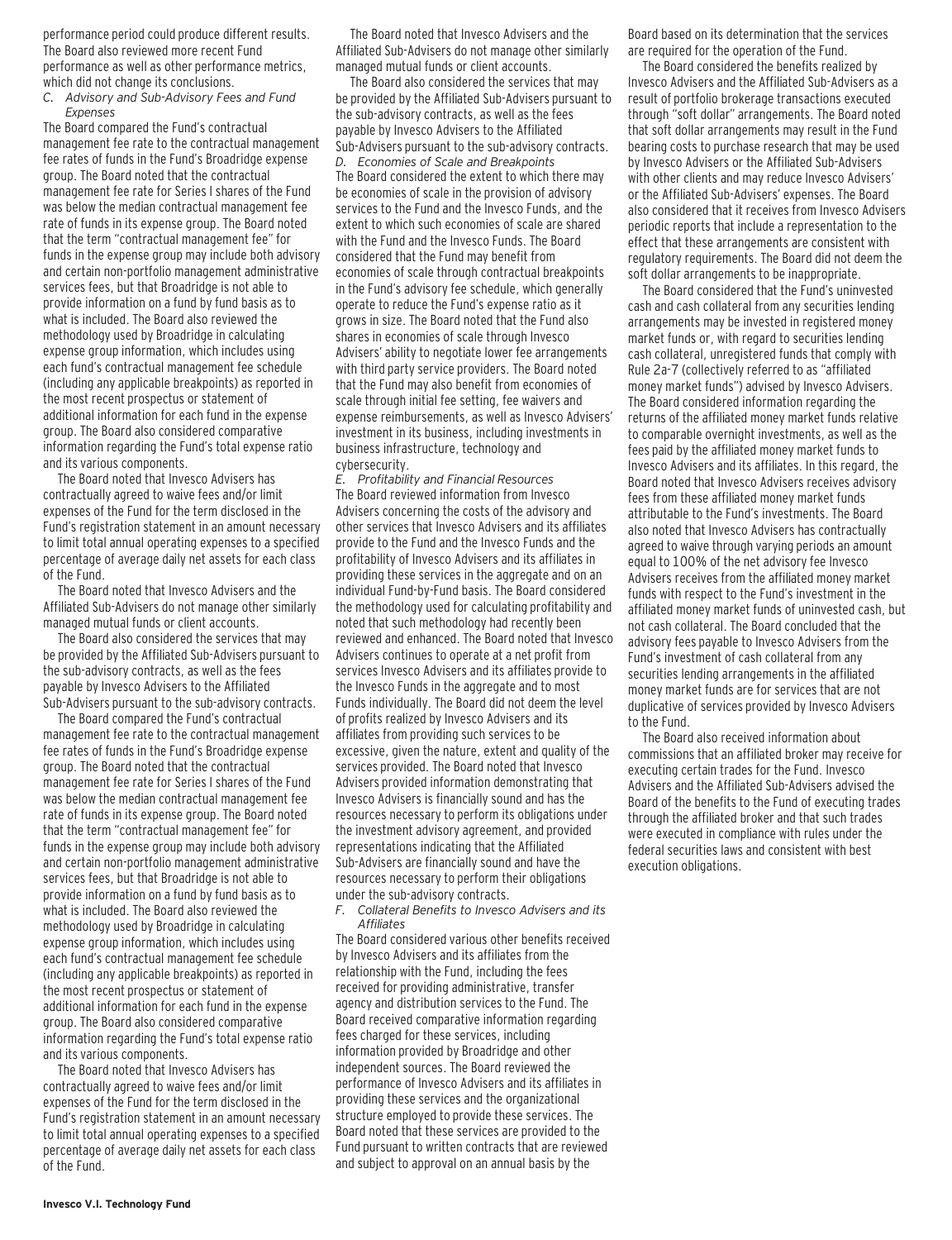performance period could produce different results. The Board also reviewed more recent Fund performance as well as other performance metrics, which did not change its conclusions.

*C. Advisory and Sub-Advisory Fees and Fund Expenses*

The Board compared the Fund's contractual management fee rate to the contractual management fee rates of funds in the Fund's Broadridge expense group. The Board noted that the contractual management fee rate for Series I shares of the Fund was below the median contractual management fee rate of funds in its expense group. The Board noted that the term "contractual management fee" for funds in the expense group may include both advisory and certain non-portfolio management administrative services fees, but that Broadridge is not able to provide information on a fund by fund basis as to what is included. The Board also reviewed the methodology used by Broadridge in calculating expense group information, which includes using each fund's contractual management fee schedule (including any applicable breakpoints) as reported in the most recent prospectus or statement of additional information for each fund in the expense group. The Board also considered comparative information regarding the Fund's total expense ratio and its various components.

The Board noted that Invesco Advisers has contractually agreed to waive fees and/or limit expenses of the Fund for the term disclosed in the Fund's registration statement in an amount necessary to limit total annual operating expenses to a specified percentage of average daily net assets for each class of the Fund.

The Board noted that Invesco Advisers and the Affiliated Sub-Advisers do not manage other similarly managed mutual funds or client accounts.

The Board also considered the services that may be provided by the Affiliated Sub-Advisers pursuant to the sub-advisory contracts, as well as the fees payable by Invesco Advisers to the Affiliated Sub-Advisers pursuant to the sub-advisory contracts.

The Board compared the Fund's contractual management fee rate to the contractual management fee rates of funds in the Fund's Broadridge expense group. The Board noted that the contractual management fee rate for Series I shares of the Fund was below the median contractual management fee rate of funds in its expense group. The Board noted that the term "contractual management fee" for funds in the expense group may include both advisory and certain non-portfolio management administrative services fees, but that Broadridge is not able to provide information on a fund by fund basis as to what is included. The Board also reviewed the methodology used by Broadridge in calculating expense group information, which includes using each fund's contractual management fee schedule (including any applicable breakpoints) as reported in the most recent prospectus or statement of additional information for each fund in the expense group. The Board also considered comparative information regarding the Fund's total expense ratio and its various components.

The Board noted that Invesco Advisers has contractually agreed to waive fees and/or limit expenses of the Fund for the term disclosed in the Fund's registration statement in an amount necessary to limit total annual operating expenses to a specified percentage of average daily net assets for each class of the Fund.

The Board noted that Invesco Advisers and the Affiliated Sub-Advisers do not manage other similarly managed mutual funds or client accounts.

The Board also considered the services that may be provided by the Affiliated Sub-Advisers pursuant to the sub-advisory contracts, as well as the fees payable by Invesco Advisers to the Affiliated Sub-Advisers pursuant to the sub-advisory contracts.

*D. Economies of Scale and Breakpoints*

The Board considered the extent to which there may be economies of scale in the provision of advisory services to the Fund and the Invesco Funds, and the extent to which such economies of scale are shared with the Fund and the Invesco Funds. The Board considered that the Fund may benefit from economies of scale through contractual breakpoints in the Fund's advisory fee schedule, which generally operate to reduce the Fund's expense ratio as it grows in size. The Board noted that the Fund also shares in economies of scale through Invesco Advisers' ability to negotiate lower fee arrangements with third party service providers. The Board noted that the Fund may also benefit from economies of scale through initial fee setting, fee waivers and expense reimbursements, as well as Invesco Advisers' investment in its business, including investments in business infrastructure, technology and cybersecurity.

*E. Profitability and Financial Resources*

The Board reviewed information from Invesco Advisers concerning the costs of the advisory and other services that Invesco Advisers and its affiliates provide to the Fund and the Invesco Funds and the profitability of Invesco Advisers and its affiliates in providing these services in the aggregate and on an individual Fund-by-Fund basis. The Board considered the methodology used for calculating profitability and noted that such methodology had recently been reviewed and enhanced. The Board noted that Invesco Advisers continues to operate at a net profit from services Invesco Advisers and its affiliates provide to the Invesco Funds in the aggregate and to most Funds individually. The Board did not deem the level of profits realized by Invesco Advisers and its affiliates from providing such services to be excessive, given the nature, extent and quality of the services provided. The Board noted that Invesco Advisers provided information demonstrating that Invesco Advisers is financially sound and has the resources necessary to perform its obligations under the investment advisory agreement, and provided representations indicating that the Affiliated Sub-Advisers are financially sound and have the resources necessary to perform their obligations under the sub-advisory contracts.

*F. Collateral Benefits to Invesco Advisers and its Affiliates*

The Board considered various other benefits received by Invesco Advisers and its affiliates from the relationship with the Fund, including the fees received for providing administrative, transfer agency and distribution services to the Fund. The Board received comparative information regarding fees charged for these services, including information provided by Broadridge and other independent sources. The Board reviewed the performance of Invesco Advisers and its affiliates in providing these services and the organizational structure employed to provide these services. The Board noted that these services are provided to the Fund pursuant to written contracts that are reviewed and subject to approval on an annual basis by the Board based on its determination that the services are required for the operation of the Fund.

The Board considered the benefits realized by Invesco Advisers and the Affiliated Sub-Advisers as a result of portfolio brokerage transactions executed through "soft dollar" arrangements. The Board noted that soft dollar arrangements may result in the Fund bearing costs to purchase research that may be used by Invesco Advisers or the Affiliated Sub-Advisers with other clients and may reduce Invesco Advisers' or the Affiliated Sub-Advisers' expenses. The Board also considered that it receives from Invesco Advisers periodic reports that include a representation to the effect that these arrangements are consistent with regulatory requirements. The Board did not deem the soft dollar arrangements to be inappropriate.

The Board considered that the Fund's uninvested cash and cash collateral from any securities lending arrangements may be invested in registered money market funds or, with regard to securities lending cash collateral, unregistered funds that comply with Rule 2a-7 (collectively referred to as "affiliated money market funds") advised by Invesco Advisers. The Board considered information regarding the returns of the affiliated money market funds relative to comparable overnight investments, as well as the fees paid by the affiliated money market funds to Invesco Advisers and its affiliates. In this regard, the Board noted that Invesco Advisers receives advisory fees from these affiliated money market funds attributable to the Fund's investments. The Board also noted that Invesco Advisers has contractually agreed to waive through varying periods an amount equal to 100% of the net advisory fee Invesco Advisers receives from the affiliated money market funds with respect to the Fund's investment in the affiliated money market funds of uninvested cash, but not cash collateral. The Board concluded that the advisory fees payable to Invesco Advisers from the Fund's investment of cash collateral from any securities lending arrangements in the affiliated money market funds are for services that are not duplicative of services provided by Invesco Advisers to the Fund.

The Board also received information about commissions that an affiliated broker may receive for executing certain trades for the Fund. Invesco Advisers and the Affiliated Sub-Advisers advised the Board of the benefits to the Fund of executing trades through the affiliated broker and that such trades were executed in compliance with rules under the federal securities laws and consistent with best execution obligations.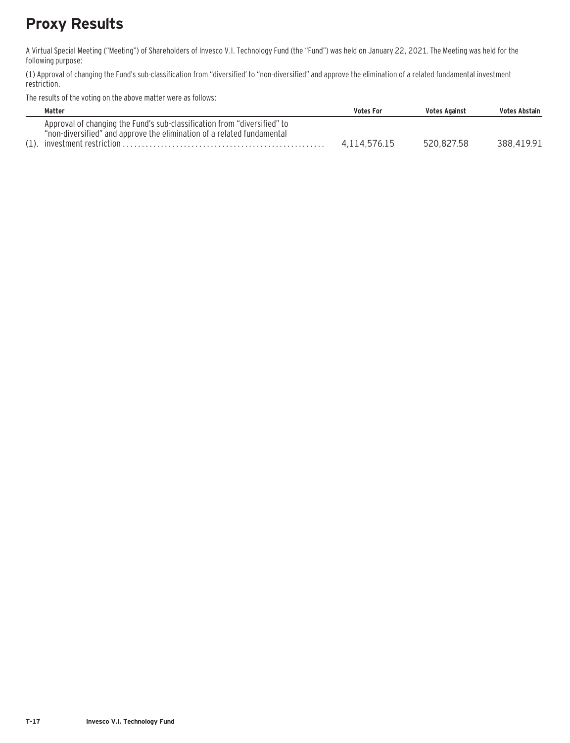# Proxy Results

A Virtual Special Meeting ("Meeting") of Shareholders of Invesco V.I. Technology Fund (the "Fund") was held on January 22, 2021. The Meeting was held for the following purpose:

(1) Approval of changing the Fund's sub-classification from "diversified' to "non-diversified" and approve the elimination of a related fundamental investment restriction.

The results of the voting on the above matter were as follows:

| | Matter | Votes For | Votes Against | Votes Abstain |
|---|---|---|---|---|
| (1). | Approval of changing the Fund's sub-classification from "diversified" to "non-diversified" and approve the elimination of a related fundamental investment restriction | 4,114,576.15 | 520,827.58 | 388,419.91 |